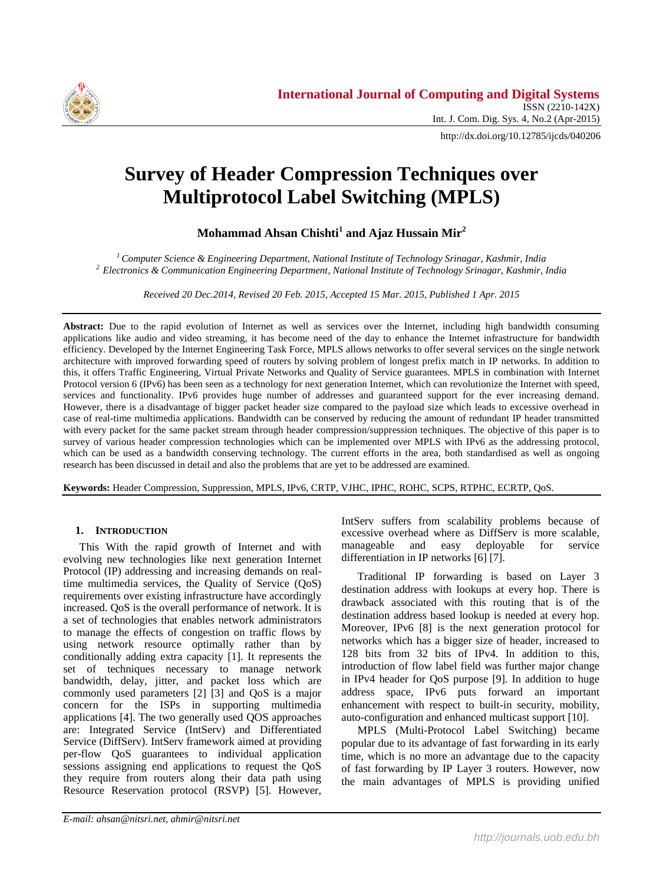# Survey of Header Compression Techniques over Multiprotocol Label Switching (MPLS)

**Mohammad Ahsan Chishti[1] and Ajaz Hussain Mir[2]**

*[1] Computer Science & Engineering Department, National Institute of Technology Srinagar, Kashmir, India*
*[2] Electronics & Communication Engineering Department, National Institute of Technology Srinagar, Kashmir, India*

*Received 20 Dec.2014, Revised 20 Feb. 2015, Accepted 15 Mar. 2015, Published 1 Apr. 2015*

**Abstract:** Due to the rapid evolution of Internet as well as services over the Internet, including high bandwidth consuming applications like audio and video streaming, it has become need of the day to enhance the Internet infrastructure for bandwidth efficiency. Developed by the Internet Engineering Task Force, MPLS allows networks to offer several services on the single network architecture with improved forwarding speed of routers by solving problem of longest prefix match in IP networks. In addition to this, it offers Traffic Engineering, Virtual Private Networks and Quality of Service guarantees. MPLS in combination with Internet Protocol version 6 (IPv6) has been seen as a technology for next generation Internet, which can revolutionize the Internet with speed, services and functionality. IPv6 provides huge number of addresses and guaranteed support for the ever increasing demand. However, there is a disadvantage of bigger packet header size compared to the payload size which leads to excessive overhead in case of real-time multimedia applications. Bandwidth can be conserved by reducing the amount of redundant IP header transmitted with every packet for the same packet stream through header compression/suppression techniques. The objective of this paper is to survey of various header compression technologies which can be implemented over MPLS with IPv6 as the addressing protocol, which can be used as a bandwidth conserving technology. The current efforts in the area, both standardised as well as ongoing research has been discussed in detail and also the problems that are yet to be addressed are examined.

**Keywords:** Header Compression, Suppression, MPLS, IPv6, CRTP, VJHC, IPHC, ROHC, SCPS, RTPHC, ECRTP, QoS.

## 1. Introduction

This With the rapid growth of Internet and with evolving new technologies like next generation Internet Protocol (IP) addressing and increasing demands on real-time multimedia services, the Quality of Service (QoS) requirements over existing infrastructure have accordingly increased. QoS is the overall performance of network. It is a set of technologies that enables network administrators to manage the effects of congestion on traffic flows by using network resource optimally rather than by conditionally adding extra capacity [1]. It represents the set of techniques necessary to manage network bandwidth, delay, jitter, and packet loss which are commonly used parameters [2] [3] and QoS is a major concern for the ISPs in supporting multimedia applications [4]. The two generally used QOS approaches are: Integrated Service (IntServ) and Differentiated Service (DiffServ). IntServ framework aimed at providing per-flow QoS guarantees to individual application sessions assigning end applications to request the QoS they require from routers along their data path using Resource Reservation protocol (RSVP) [5]. However, IntServ suffers from scalability problems because of excessive overhead where as DiffServ is more scalable, manageable and easy deployable for service differentiation in IP networks [6] [7].

Traditional IP forwarding is based on Layer 3 destination address with lookups at every hop. There is drawback associated with this routing that is of the destination address based lookup is needed at every hop. Moreover, IPv6 [8] is the next generation protocol for networks which has a bigger size of header, increased to 128 bits from 32 bits of IPv4. In addition to this, introduction of flow label field was further major change in IPv4 header for QoS purpose [9]. In addition to huge address space, IPv6 puts forward an important enhancement with respect to built-in security, mobility, auto-configuration and enhanced multicast support [10].

MPLS (Multi-Protocol Label Switching) became popular due to its advantage of fast forwarding in its early time, which is no more an advantage due to the capacity of fast forwarding by IP Layer 3 routers. However, now the main advantages of MPLS is providing unified

*E-mail: ahsan@nitsri.net, ahmir@nitsri.net*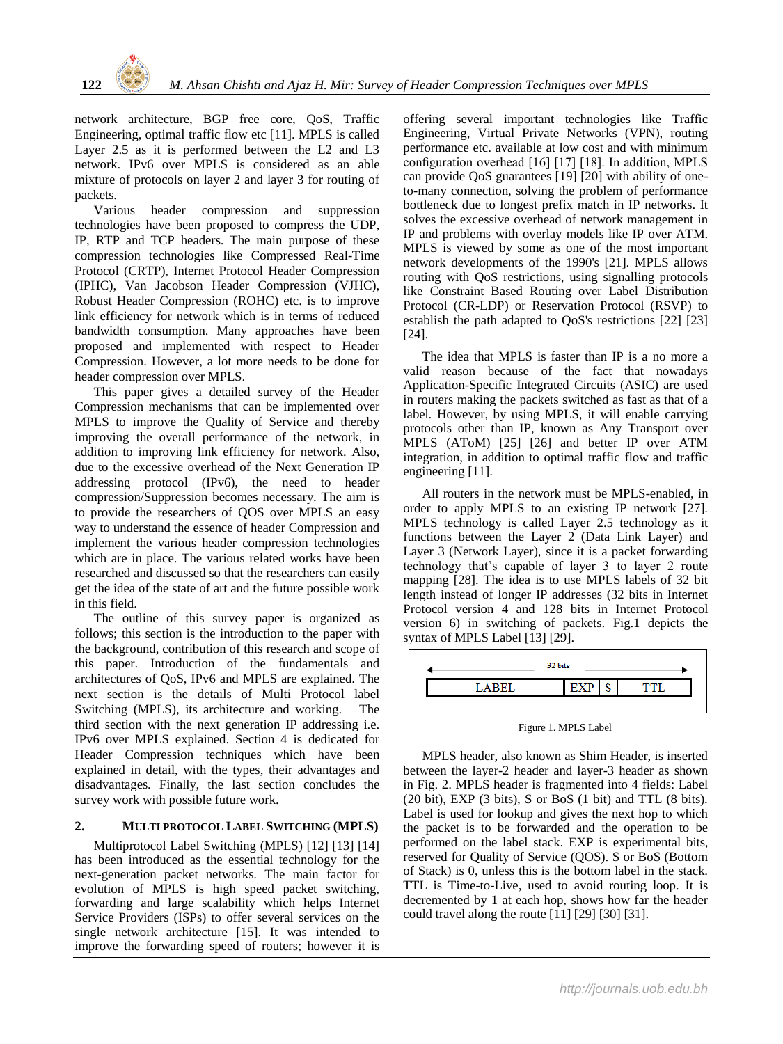network architecture, BGP free core, QoS, Traffic Engineering, optimal traffic flow etc [11]. MPLS is called Layer 2.5 as it is performed between the L2 and L3 network. IPv6 over MPLS is considered as an able mixture of protocols on layer 2 and layer 3 for routing of packets.

Various header compression and suppression technologies have been proposed to compress the UDP, IP, RTP and TCP headers. The main purpose of these compression technologies like Compressed Real-Time Protocol (CRTP), Internet Protocol Header Compression (IPHC), Van Jacobson Header Compression (VJHC), Robust Header Compression (ROHC) etc. is to improve link efficiency for network which is in terms of reduced bandwidth consumption. Many approaches have been proposed and implemented with respect to Header Compression. However, a lot more needs to be done for header compression over MPLS.

This paper gives a detailed survey of the Header Compression mechanisms that can be implemented over MPLS to improve the Quality of Service and thereby improving the overall performance of the network, in addition to improving link efficiency for network. Also, due to the excessive overhead of the Next Generation IP addressing protocol (IPv6), the need to header compression/Suppression becomes necessary. The aim is to provide the researchers of QOS over MPLS an easy way to understand the essence of header Compression and implement the various header compression technologies which are in place. The various related works have been researched and discussed so that the researchers can easily get the idea of the state of art and the future possible work in this field.

The outline of this survey paper is organized as follows; this section is the introduction to the paper with the background, contribution of this research and scope of this paper. Introduction of the fundamentals and architectures of QoS, IPv6 and MPLS are explained. The next section is the details of Multi Protocol label Switching (MPLS), its architecture and working. The third section with the next generation IP addressing i.e. IPv6 over MPLS explained. Section 4 is dedicated for Header Compression techniques which have been explained in detail, with the types, their advantages and disadvantages. Finally, the last section concludes the survey work with possible future work.

## 2. Multi Protocol Label Switching (MPLS)

Multiprotocol Label Switching (MPLS) [12] [13] [14] has been introduced as the essential technology for the next-generation packet networks. The main factor for evolution of MPLS is high speed packet switching, forwarding and large scalability which helps Internet Service Providers (ISPs) to offer several services on the single network architecture [15]. It was intended to improve the forwarding speed of routers; however it is offering several important technologies like Traffic Engineering, Virtual Private Networks (VPN), routing performance etc. available at low cost and with minimum configuration overhead [16] [17] [18]. In addition, MPLS can provide QoS guarantees [19] [20] with ability of one-to-many connection, solving the problem of performance bottleneck due to longest prefix match in IP networks. It solves the excessive overhead of network management in IP and problems with overlay models like IP over ATM. MPLS is viewed by some as one of the most important network developments of the 1990's [21]. MPLS allows routing with QoS restrictions, using signalling protocols like Constraint Based Routing over Label Distribution Protocol (CR-LDP) or Reservation Protocol (RSVP) to establish the path adapted to QoS's restrictions [22] [23] [24].

The idea that MPLS is faster than IP is a no more a valid reason because of the fact that nowadays Application-Specific Integrated Circuits (ASIC) are used in routers making the packets switched as fast as that of a label. However, by using MPLS, it will enable carrying protocols other than IP, known as Any Transport over MPLS (AToM) [25] [26] and better IP over ATM integration, in addition to optimal traffic flow and traffic engineering [11].

All routers in the network must be MPLS-enabled, in order to apply MPLS to an existing IP network [27]. MPLS technology is called Layer 2.5 technology as it functions between the Layer 2 (Data Link Layer) and Layer 3 (Network Layer), since it is a packet forwarding technology that's capable of layer 3 to layer 2 route mapping [28]. The idea is to use MPLS labels of 32 bit length instead of longer IP addresses (32 bits in Internet Protocol version 4 and 128 bits in Internet Protocol version 6) in switching of packets. Fig.1 depicts the syntax of MPLS Label [13] [29].

| 32 bits | | | |
|---|---|---|---|
| LABEL | EXP | S | TTL |

Figure 1. MPLS Label

MPLS header, also known as Shim Header, is inserted between the layer-2 header and layer-3 header as shown in Fig. 2. MPLS header is fragmented into 4 fields: Label (20 bit), EXP (3 bits), S or BoS (1 bit) and TTL (8 bits). Label is used for lookup and gives the next hop to which the packet is to be forwarded and the operation to be performed on the label stack. EXP is experimental bits, reserved for Quality of Service (QOS). S or BoS (Bottom of Stack) is 0, unless this is the bottom label in the stack. TTL is Time-to-Live, used to avoid routing loop. It is decremented by 1 at each hop, shows how far the header could travel along the route [11] [29] [30] [31].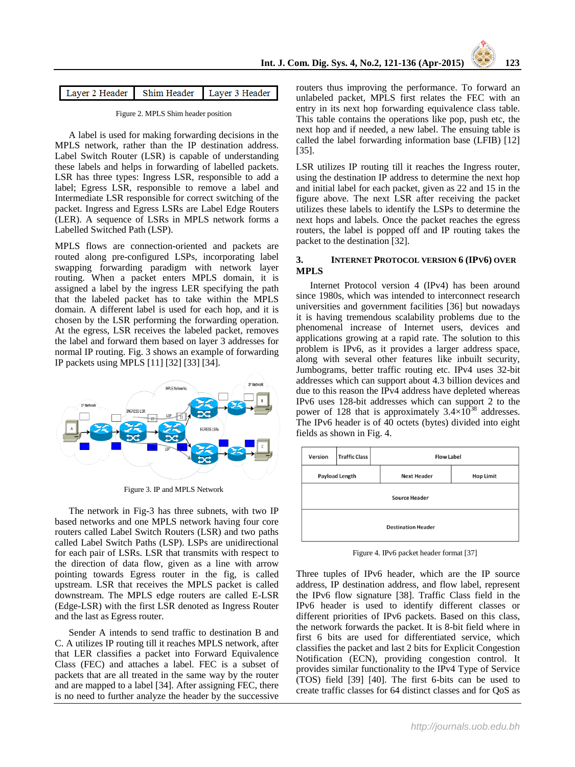| Layer 2 Header | Shim Header | Layer 3 Header |
|---|---|---|

Figure 2. MPLS Shim header position

A label is used for making forwarding decisions in the MPLS network, rather than the IP destination address. Label Switch Router (LSR) is capable of understanding these labels and helps in forwarding of labelled packets. LSR has three types: Ingress LSR, responsible to add a label; Egress LSR, responsible to remove a label and Intermediate LSR responsible for correct switching of the packet. Ingress and Egress LSRs are Label Edge Routers (LER). A sequence of LSRs in MPLS network forms a Labelled Switched Path (LSP).

MPLS flows are connection-oriented and packets are routed along pre-configured LSPs, incorporating label swapping forwarding paradigm with network layer routing. When a packet enters MPLS domain, it is assigned a label by the ingress LER specifying the path that the labeled packet has to take within the MPLS domain. A different label is used for each hop, and it is chosen by the LSR performing the forwarding operation. At the egress, LSR receives the labeled packet, removes the label and forward them based on layer 3 addresses for normal IP routing. Fig. 3 shows an example of forwarding IP packets using MPLS [11] [32] [33] [34].

Figure 3. IP and MPLS Network

The network in Fig-3 has three subnets, with two IP based networks and one MPLS network having four core routers called Label Switch Routers (LSR) and two paths called Label Switch Paths (LSP). LSPs are unidirectional for each pair of LSRs. LSR that transmits with respect to the direction of data flow, given as a line with arrow pointing towards Egress router in the fig, is called upstream. LSR that receives the MPLS packet is called downstream. The MPLS edge routers are called E-LSR (Edge-LSR) with the first LSR denoted as Ingress Router and the last as Egress router.

Sender A intends to send traffic to destination B and C. A utilizes IP routing till it reaches MPLS network, after that LER classifies a packet into Forward Equivalence Class (FEC) and attaches a label. FEC is a subset of packets that are all treated in the same way by the router and are mapped to a label [34]. After assigning FEC, there is no need to further analyze the header by the successive routers thus improving the performance. To forward an unlabeled packet, MPLS first relates the FEC with an entry in its next hop forwarding equivalence class table. This table contains the operations like pop, push etc, the next hop and if needed, a new label. The ensuing table is called the label forwarding information base (LFIB) [12] [35].

LSR utilizes IP routing till it reaches the Ingress router, using the destination IP address to determine the next hop and initial label for each packet, given as 22 and 15 in the figure above. The next LSR after receiving the packet utilizes these labels to identify the LSPs to determine the next hops and labels. Once the packet reaches the egress routers, the label is popped off and IP routing takes the packet to the destination [32].

## 3. INTERNET PROTOCOL VERSION 6 (IPV6) OVER MPLS

Internet Protocol version 4 (IPv4) has been around since 1980s, which was intended to interconnect research universities and government facilities [36] but nowadays it is having tremendous scalability problems due to the phenomenal increase of Internet users, devices and applications growing at a rapid rate. The solution to this problem is IPv6, as it provides a larger address space, along with several other features like inbuilt security, Jumbograms, better traffic routing etc. IPv4 uses 32-bit addresses which can support about 4.3 billion devices and due to this reason the IPv4 address have depleted whereas IPv6 uses 128-bit addresses which can support 2 to the power of 128 that is approximately $3.4\times10^{38}$ addresses. The IPv6 header is of 40 octets (bytes) divided into eight fields as shown in Fig. 4.

| Version | Traffic Class | Flow Label | |
|---|---|---|---|
| Payload Length | | Next Header | Hop Limit |
| Source Header | | | |
| Destination Header | | | |

Figure 4. IPv6 packet header format [37]

Three tuples of IPv6 header, which are the IP source address, IP destination address, and flow label, represent the IPv6 flow signature [38]. Traffic Class field in the IPv6 header is used to identify different classes or different priorities of IPv6 packets. Based on this class, the network forwards the packet. It is 8-bit field where in first 6 bits are used for differentiated service, which classifies the packet and last 2 bits for Explicit Congestion Notification (ECN), providing congestion control. It provides similar functionality to the IPv4 Type of Service (TOS) field [39] [40]. The first 6-bits can be used to create traffic classes for 64 distinct classes and for QoS as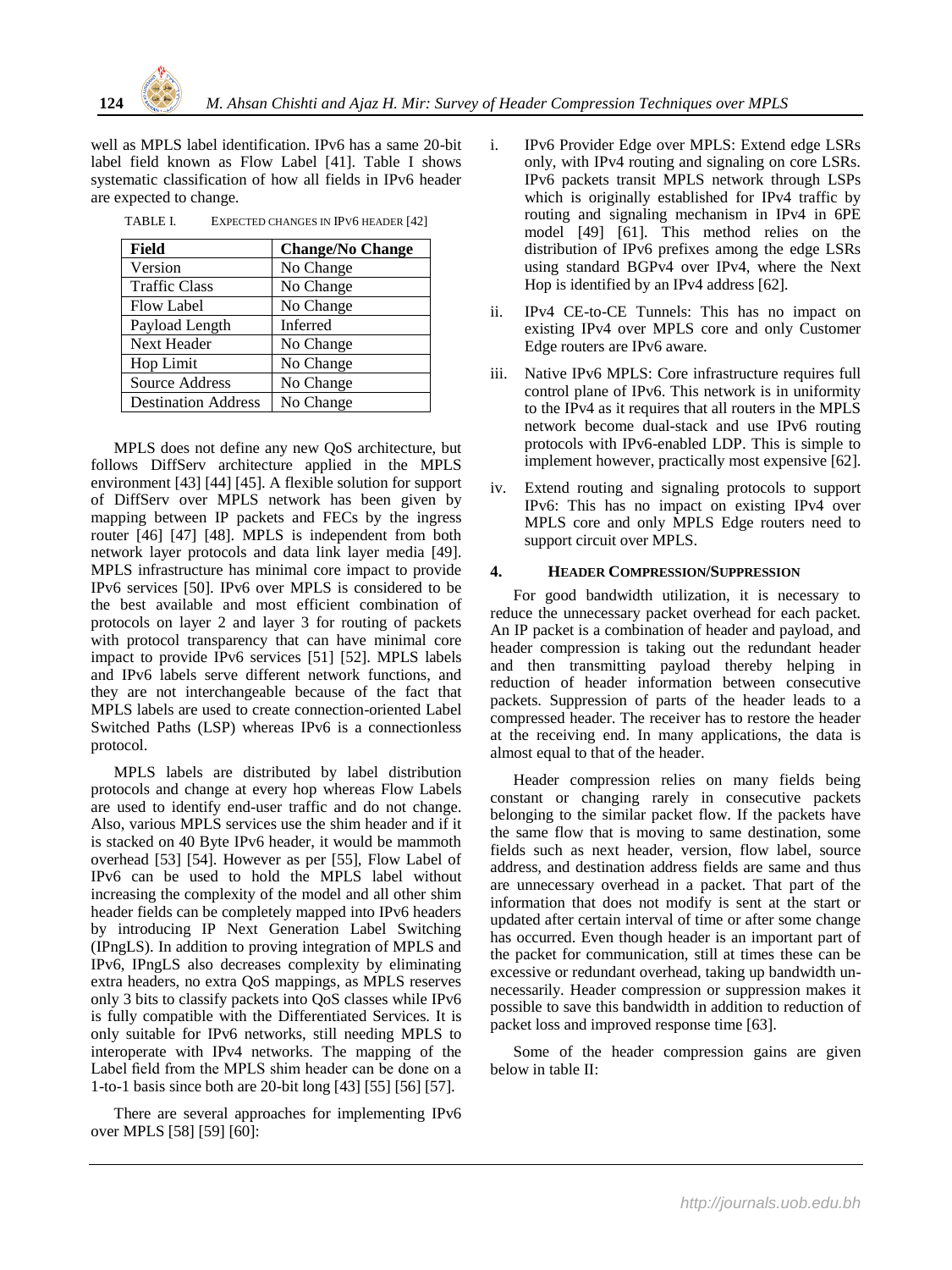well as MPLS label identification. IPv6 has a same 20-bit label field known as Flow Label [41]. Table I shows systematic classification of how all fields in IPv6 header are expected to change.

TABLE I. EXPECTED CHANGES IN IPV6 HEADER [42]

| Field | Change/No Change |
|---|---|
| Version | No Change |
| Traffic Class | No Change |
| Flow Label | No Change |
| Payload Length | Inferred |
| Next Header | No Change |
| Hop Limit | No Change |
| Source Address | No Change |
| Destination Address | No Change |

MPLS does not define any new QoS architecture, but follows DiffServ architecture applied in the MPLS environment [43] [44] [45]. A flexible solution for support of DiffServ over MPLS network has been given by mapping between IP packets and FECs by the ingress router [46] [47] [48]. MPLS is independent from both network layer protocols and data link layer media [49]. MPLS infrastructure has minimal core impact to provide IPv6 services [50]. IPv6 over MPLS is considered to be the best available and most efficient combination of protocols on layer 2 and layer 3 for routing of packets with protocol transparency that can have minimal core impact to provide IPv6 services [51] [52]. MPLS labels and IPv6 labels serve different network functions, and they are not interchangeable because of the fact that MPLS labels are used to create connection-oriented Label Switched Paths (LSP) whereas IPv6 is a connectionless protocol.

MPLS labels are distributed by label distribution protocols and change at every hop whereas Flow Labels are used to identify end-user traffic and do not change. Also, various MPLS services use the shim header and if it is stacked on 40 Byte IPv6 header, it would be mammoth overhead [53] [54]. However as per [55], Flow Label of IPv6 can be used to hold the MPLS label without increasing the complexity of the model and all other shim header fields can be completely mapped into IPv6 headers by introducing IP Next Generation Label Switching (IPngLS). In addition to proving integration of MPLS and IPv6, IPngLS also decreases complexity by eliminating extra headers, no extra QoS mappings, as MPLS reserves only 3 bits to classify packets into QoS classes while IPv6 is fully compatible with the Differentiated Services. It is only suitable for IPv6 networks, still needing MPLS to interoperate with IPv4 networks. The mapping of the Label field from the MPLS shim header can be done on a 1-to-1 basis since both are 20-bit long [43] [55] [56] [57].

There are several approaches for implementing IPv6 over MPLS [58] [59] [60]:

i. IPv6 Provider Edge over MPLS: Extend edge LSRs only, with IPv4 routing and signaling on core LSRs. IPv6 packets transit MPLS network through LSPs which is originally established for IPv4 traffic by routing and signaling mechanism in IPv4 in 6PE model [49] [61]. This method relies on the distribution of IPv6 prefixes among the edge LSRs using standard BGPv4 over IPv4, where the Next Hop is identified by an IPv4 address [62].

ii. IPv4 CE-to-CE Tunnels: This has no impact on existing IPv4 over MPLS core and only Customer Edge routers are IPv6 aware.

iii. Native IPv6 MPLS: Core infrastructure requires full control plane of IPv6. This network is in uniformity to the IPv4 as it requires that all routers in the MPLS network become dual-stack and use IPv6 routing protocols with IPv6-enabled LDP. This is simple to implement however, practically most expensive [62].

iv. Extend routing and signaling protocols to support IPv6: This has no impact on existing IPv4 over MPLS core and only MPLS Edge routers need to support circuit over MPLS.

## 4. HEADER COMPRESSION/SUPPRESSION

For good bandwidth utilization, it is necessary to reduce the unnecessary packet overhead for each packet. An IP packet is a combination of header and payload, and header compression is taking out the redundant header and then transmitting payload thereby helping in reduction of header information between consecutive packets. Suppression of parts of the header leads to a compressed header. The receiver has to restore the header at the receiving end. In many applications, the data is almost equal to that of the header.

Header compression relies on many fields being constant or changing rarely in consecutive packets belonging to the similar packet flow. If the packets have the same flow that is moving to same destination, some fields such as next header, version, flow label, source address, and destination address fields are same and thus are unnecessary overhead in a packet. That part of the information that does not modify is sent at the start or updated after certain interval of time or after some change has occurred. Even though header is an important part of the packet for communication, still at times these can be excessive or redundant overhead, taking up bandwidth un-necessarily. Header compression or suppression makes it possible to save this bandwidth in addition to reduction of packet loss and improved response time [63].

Some of the header compression gains are given below in table II: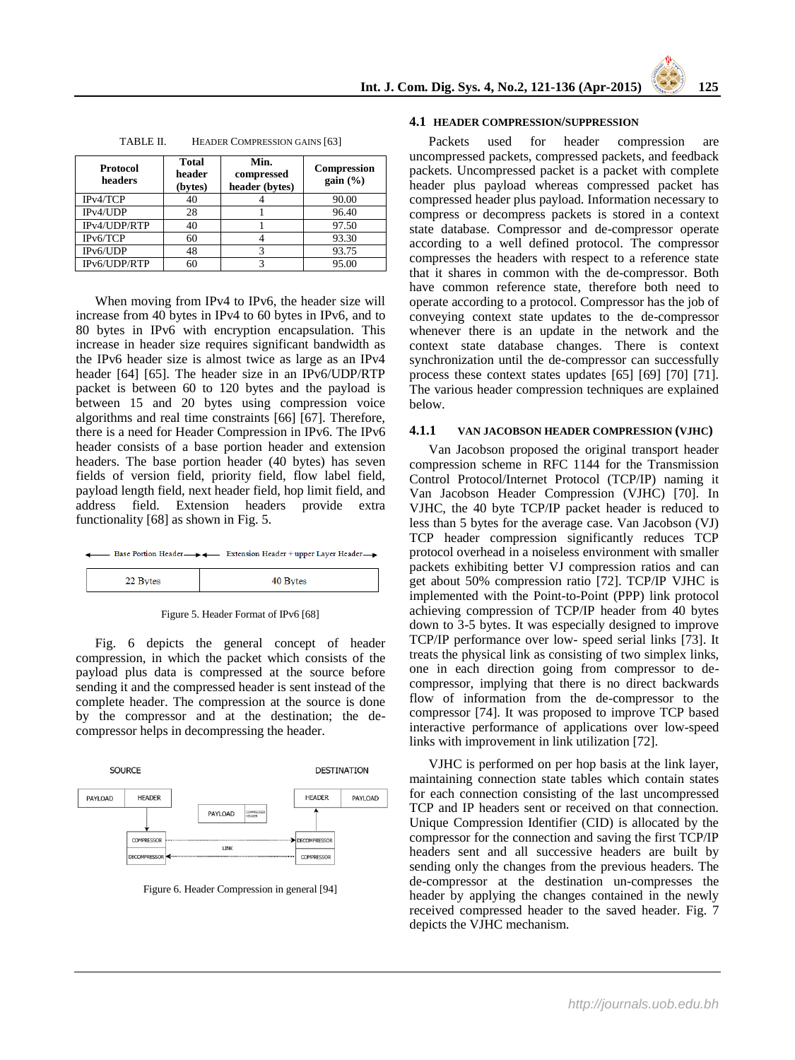TABLE II. HEADER COMPRESSION GAINS [63]

| Protocol headers | Total header (bytes) | Min. compressed header (bytes) | Compression gain (%) |
|---|---|---|---|
| IPv4/TCP | 40 | 4 | 90.00 |
| IPv4/UDP | 28 | 1 | 96.40 |
| IPv4/UDP/RTP | 40 | 1 | 97.50 |
| IPv6/TCP | 60 | 4 | 93.30 |
| IPv6/UDP | 48 | 3 | 93.75 |
| IPv6/UDP/RTP | 60 | 3 | 95.00 |

When moving from IPv4 to IPv6, the header size will increase from 40 bytes in IPv4 to 60 bytes in IPv6, and to 80 bytes in IPv6 with encryption encapsulation. This increase in header size requires significant bandwidth as the IPv6 header size is almost twice as large as an IPv4 header [64] [65]. The header size in an IPv6/UDP/RTP packet is between 60 to 120 bytes and the payload is between 15 and 20 bytes using compression voice algorithms and real time constraints [66] [67]. Therefore, there is a need for Header Compression in IPv6. The IPv6 header consists of a base portion header and extension headers. The base portion header (40 bytes) has seven fields of version field, priority field, flow label field, payload length field, next header field, hop limit field, and address field. Extension headers provide extra functionality [68] as shown in Fig. 5.

| Base Portion Header | Extension Header + upper Layer Header |
|---|---|
| 22 Bytes | 40 Bytes |

Figure 5. Header Format of IPv6 [68]

Fig. 6 depicts the general concept of header compression, in which the packet which consists of the payload plus data is compressed at the source before sending it and the compressed header is sent instead of the complete header. The compression at the source is done by the compressor and at the destination; the de-compressor helps in decompressing the header.

Figure 6. Header Compression in general [94]

## 4.1 HEADER COMPRESSION/SUPPRESSION

Packets used for header compression are uncompressed packets, compressed packets, and feedback packets. Uncompressed packet is a packet with complete header plus payload whereas compressed packet has compressed header plus payload. Information necessary to compress or decompress packets is stored in a context state database. Compressor and de-compressor operate according to a well defined protocol. The compressor compresses the headers with respect to a reference state that it shares in common with the de-compressor. Both have common reference state, therefore both need to operate according to a protocol. Compressor has the job of conveying context state updates to the de-compressor whenever there is an update in the network and the context state database changes. There is context synchronization until the de-compressor can successfully process these context states updates [65] [69] [70] [71]. The various header compression techniques are explained below.

### 4.1.1 VAN JACOBSON HEADER COMPRESSION (VJHC)

Van Jacobson proposed the original transport header compression scheme in RFC 1144 for the Transmission Control Protocol/Internet Protocol (TCP/IP) naming it Van Jacobson Header Compression (VJHC) [70]. In VJHC, the 40 byte TCP/IP packet header is reduced to less than 5 bytes for the average case. Van Jacobson (VJ) TCP header compression significantly reduces TCP protocol overhead in a noiseless environment with smaller packets exhibiting better VJ compression ratios and can get about 50% compression ratio [72]. TCP/IP VJHC is implemented with the Point-to-Point (PPP) link protocol achieving compression of TCP/IP header from 40 bytes down to 3-5 bytes. It was especially designed to improve TCP/IP performance over low- speed serial links [73]. It treats the physical link as consisting of two simplex links, one in each direction going from compressor to de-compressor, implying that there is no direct backwards flow of information from the de-compressor to the compressor [74]. It was proposed to improve TCP based interactive performance of applications over low-speed links with improvement in link utilization [72].

VJHC is performed on per hop basis at the link layer, maintaining connection state tables which contain states for each connection consisting of the last uncompressed TCP and IP headers sent or received on that connection. Unique Compression Identifier (CID) is allocated by the compressor for the connection and saving the first TCP/IP headers sent and all successive headers are built by sending only the changes from the previous headers. The de-compressor at the destination un-compresses the header by applying the changes contained in the newly received compressed header to the saved header. Fig. 7 depicts the VJHC mechanism.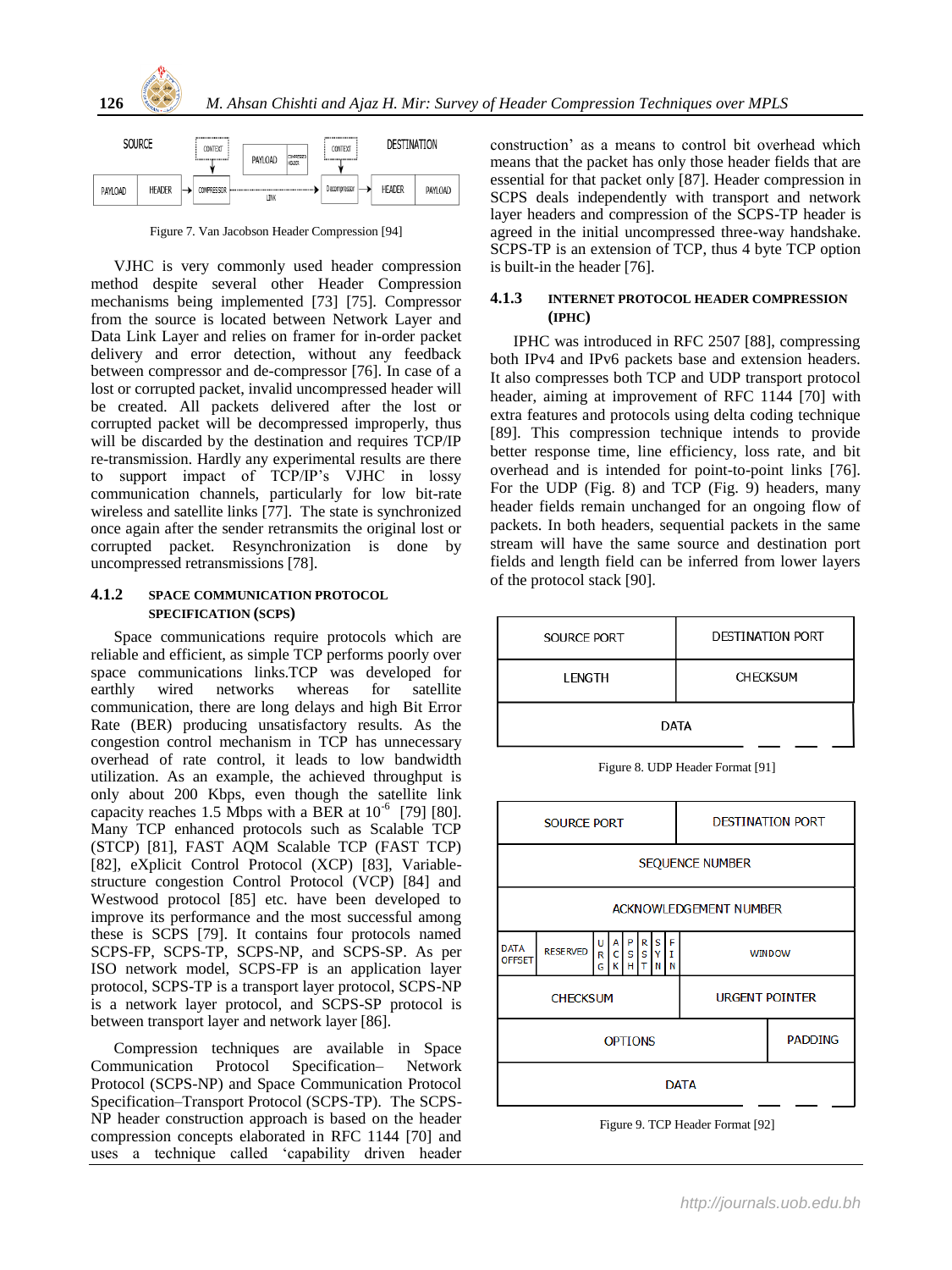Figure 7. Van Jacobson Header Compression [94]

VJHC is very commonly used header compression method despite several other Header Compression mechanisms being implemented [73] [75]. Compressor from the source is located between Network Layer and Data Link Layer and relies on framer for in-order packet delivery and error detection, without any feedback between compressor and de-compressor [76]. In case of a lost or corrupted packet, invalid uncompressed header will be created. All packets delivered after the lost or corrupted packet will be decompressed improperly, thus will be discarded by the destination and requires TCP/IP re-transmission. Hardly any experimental results are there to support impact of TCP/IP's VJHC in lossy communication channels, particularly for low bit-rate wireless and satellite links [77]. The state is synchronized once again after the sender retransmits the original lost or corrupted packet. Resynchronization is done by uncompressed retransmissions [78].

### 4.1.2 SPACE COMMUNICATION PROTOCOL SPECIFICATION (SCPS)

Space communications require protocols which are reliable and efficient, as simple TCP performs poorly over space communications links.TCP was developed for earthly wired networks whereas for satellite communication, there are long delays and high Bit Error Rate (BER) producing unsatisfactory results. As the congestion control mechanism in TCP has unnecessary overhead of rate control, it leads to low bandwidth utilization. As an example, the achieved throughput is only about 200 Kbps, even though the satellite link capacity reaches 1.5 Mbps with a BER at $10^{-6}$ [79] [80]. Many TCP enhanced protocols such as Scalable TCP (STCP) [81], FAST AQM Scalable TCP (FAST TCP) [82], eXplicit Control Protocol (XCP) [83], Variable-structure congestion Control Protocol (VCP) [84] and Westwood protocol [85] etc. have been developed to improve its performance and the most successful among these is SCPS [79]. It contains four protocols named SCPS-FP, SCPS-TP, SCPS-NP, and SCPS-SP. As per ISO network model, SCPS-FP is an application layer protocol, SCPS-TP is a transport layer protocol, SCPS-NP is a network layer protocol, and SCPS-SP protocol is between transport layer and network layer [86].

Compression techniques are available in Space Communication Protocol Specification– Network Protocol (SCPS-NP) and Space Communication Protocol Specification–Transport Protocol (SCPS-TP). The SCPS-NP header construction approach is based on the header compression concepts elaborated in RFC 1144 [70] and uses a technique called 'capability driven header construction' as a means to control bit overhead which means that the packet has only those header fields that are essential for that packet only [87]. Header compression in SCPS deals independently with transport and network layer headers and compression of the SCPS-TP header is agreed in the initial uncompressed three-way handshake. SCPS-TP is an extension of TCP, thus 4 byte TCP option is built-in the header [76].

### 4.1.3 INTERNET PROTOCOL HEADER COMPRESSION (IPHC)

IPHC was introduced in RFC 2507 [88], compressing both IPv4 and IPv6 packets base and extension headers. It also compresses both TCP and UDP transport protocol header, aiming at improvement of RFC 1144 [70] with extra features and protocols using delta coding technique [89]. This compression technique intends to better response time, line efficiency, loss rate, and bit overhead and is intended for point-to-point links [76]. For the UDP (Fig. 8) and TCP (Fig. 9) headers, many header fields remain unchanged for an ongoing flow of packets. In both headers, sequential packets in the same stream will have the same source and destination port fields and length field can be inferred from lower layers of the protocol stack [90].

| SOURCE PORT | DESTINATION PORT |
|---|---|
| LENGTH | CHECKSUM |
| DATA | |

Figure 8. UDP Header Format [91]

| SOURCE PORT | | | | | | | | DESTINATION PORT |
|---|---|---|---|---|---|---|---|---|
| SEQUENCE NUMBER | | | | | | | | |
| ACKNOWLEDGEMENT NUMBER | | | | | | | | |
| DATA OFFSET | RESERVED | URG | ACK | PSH | RST | SYN | FIN | WINDOW |
| CHECKSUM | | | | | | | | URGENT POINTER |
| OPTIONS | | | | | | | | PADDING |
| DATA | | | | | | | | |

Figure 9. TCP Header Format [92]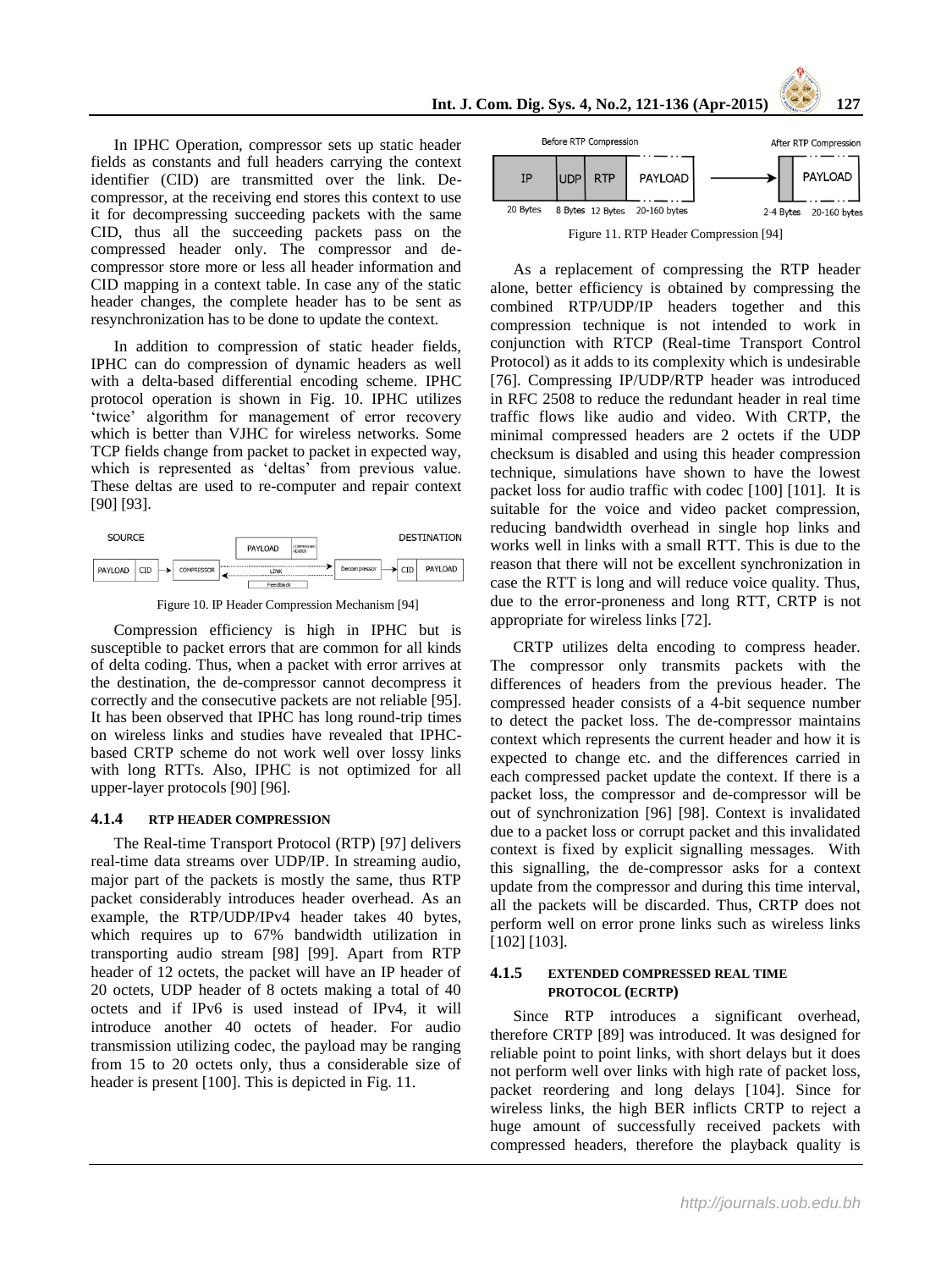In IPHC Operation, compressor sets up static header fields as constants and full headers carrying the context identifier (CID) are transmitted over the link. De-compressor, at the receiving end stores this context to use it for decompressing succeeding packets with the same CID, thus all the succeeding packets pass on the compressed header only. The compressor and de-compressor store more or less all header information and CID mapping in a context table. In case any of the static header changes, the complete header has to be sent as resynchronization has to be done to update the context.

In addition to compression of static header fields, IPHC can do compression of dynamic headers as well with a delta-based differential encoding scheme. IPHC protocol operation is shown in Fig. 10. IPHC utilizes 'twice' algorithm for management of error recovery which is better than VJHC for wireless networks. Some TCP fields change from packet to packet in expected way, which is represented as 'deltas' from previous value. These deltas are used to re-computer and repair context [90] [93].

Figure 10. IP Header Compression Mechanism [94]

Compression efficiency is high in IPHC but is susceptible to packet errors that are common for all kinds of delta coding. Thus, when a packet with error arrives at the destination, the de-compressor cannot decompress it correctly and the consecutive packets are not reliable [95]. It has been observed that IPHC has long round-trip times on wireless links and studies have revealed that IPHC-based CRTP scheme do not work well over lossy links with long RTTs. Also, IPHC is not optimized for all upper-layer protocols [90] [96].

#### 4.1.4 RTP HEADER COMPRESSION

The Real-time Transport Protocol (RTP) [97] delivers real-time data streams over UDP/IP. In streaming audio, major part of the packets is mostly the same, thus RTP packet considerably introduces header overhead. As an example, the RTP/UDP/IPv4 header takes 40 bytes, which requires up to 67% bandwidth utilization in transporting audio stream [98] [99]. Apart from RTP header of 12 octets, the packet will have an IP header of 20 octets, UDP header of 8 octets making a total of 40 octets and if IPv6 is used instead of IPv4, it will introduce another 40 octets of header. For audio transmission utilizing codec, the payload may be ranging from 15 to 20 octets only, thus a considerable size of header is present [100]. This is depicted in Fig. 11.

Figure 11. RTP Header Compression [94]

As a replacement of compressing the RTP header alone, better efficiency is obtained by compressing the combined RTP/UDP/IP headers together and this compression technique is not intended to work in conjunction with RTCP (Real-time Transport Control Protocol) as it adds to its complexity which is undesirable [76]. Compressing IP/UDP/RTP header was introduced in RFC 2508 to reduce the redundant header in real time traffic flows like audio and video. With CRTP, the minimal compressed headers are 2 octets if the UDP checksum is disabled and using this header compression technique, simulations have shown to have the lowest packet loss for audio traffic with codec [100] [101]. It is suitable for the voice and video packet compression, reducing bandwidth overhead in single hop links and works well in links with a small RTT. This is due to the reason that there will not be excellent synchronization in case the RTT is long and will reduce voice quality. Thus, due to the error-proneness and long RTT, CRTP is not appropriate for wireless links [72].

CRTP utilizes delta encoding to compress header. The compressor only transmits packets with the differences of headers from the previous header. The compressed header consists of a 4-bit sequence number to detect the packet loss. The de-compressor maintains context which represents the current header and how it is expected to change etc. and the differences carried in each compressed packet update the context. If there is a packet loss, the compressor and de-compressor will be out of synchronization [96] [98]. Context is invalidated due to a packet loss or corrupt packet and this invalidated context is fixed by explicit signalling messages. With this signalling, the de-compressor asks for a context update from the compressor and during this time interval, all the packets will be discarded. Thus, CRTP does not perform well on error prone links such as wireless links [102] [103].

#### 4.1.5 EXTENDED COMPRESSED REAL TIME PROTOCOL (ECRTP)

Since RTP introduces a significant overhead, therefore CRTP [89] was introduced. It was designed for reliable point to point links, with short delays but it does not perform well over links with high rate of packet loss, packet reordering and long delays [104]. Since for wireless links, the high BER inflicts CRTP to reject a huge amount of successfully received packets with compressed headers, therefore the playback quality is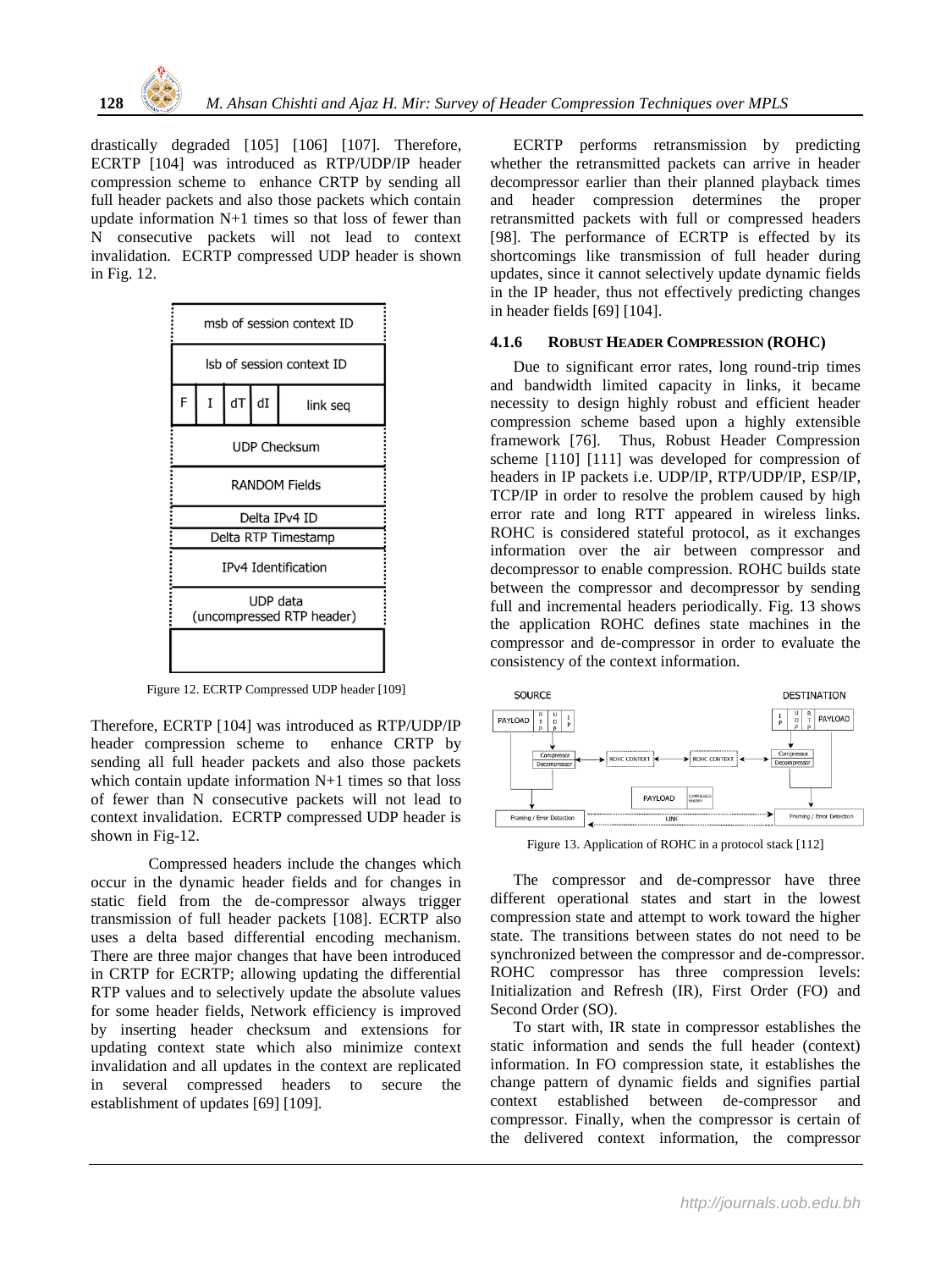drastically degraded [105] [106] [107]. Therefore, ECRTP [104] was introduced as RTP/UDP/IP header compression scheme to enhance CRTP by sending all full header packets and also those packets which contain update information N+1 times so that loss of fewer than N consecutive packets will not lead to context invalidation. ECRTP compressed UDP header is shown in Fig. 12.

| msb of session context ID | | | | |
|---|---|---|---|---|
| lsb of session context ID | | | | |
| F | I | dT | dI | link seq |
| UDP Checksum | | | | |
| RANDOM Fields | | | | |
| Delta IPv4 ID | | | | |
| Delta RTP Timestamp | | | | |
| IPv4 Identification | | | | |
| UDP data (uncompressed RTP header) | | | | |

Figure 12. ECRTP Compressed UDP header [109]

Therefore, ECRTP [104] was introduced as RTP/UDP/IP header compression scheme to enhance CRTP by sending all full header packets and also those packets which contain update information N+1 times so that loss of fewer than N consecutive packets will not lead to context invalidation. ECRTP compressed UDP header is shown in Fig-12.

Compressed headers include the changes which occur in the dynamic header fields and for changes in static field from the de-compressor always trigger transmission of full header packets [108]. ECRTP also uses a delta based differential encoding mechanism. There are three major changes that have been introduced in CRTP for ECRTP; allowing updating the differential RTP values and to selectively update the absolute values for some header fields, Network efficiency is improved by inserting header checksum and extensions for updating context state which also minimize context invalidation and all updates in the context are replicated in several compressed headers to secure the establishment of updates [69] [109].

ECRTP performs retransmission by predicting whether the retransmitted packets can arrive in header decompressor earlier than their planned playback times and header compression determines the proper retransmitted packets with full or compressed headers [98]. The performance of ECRTP is effected by its shortcomings like transmission of full header during updates, since it cannot selectively update dynamic fields in the IP header, thus not effectively predicting changes in header fields [69] [104].

#### 4.1.6 Robust Header Compression (ROHC)

Due to significant error rates, long round-trip times and bandwidth limited capacity in links, it became necessity to design highly robust and efficient header compression scheme based upon a highly extensible framework [76]. Thus, Robust Header Compression scheme [110] [111] was developed for compression of headers in IP packets i.e. UDP/IP, RTP/UDP/IP, ESP/IP, TCP/IP in order to resolve the problem caused by high error rate and long RTT appeared in wireless links. ROHC is considered stateful protocol, as it exchanges information over the air between compressor and decompressor to enable compression. ROHC builds state between the compressor and decompressor by sending full and incremental headers periodically. Fig. 13 shows the application ROHC defines state machines in the compressor and de-compressor in order to evaluate the consistency of the context information.

Figure 13. Application of ROHC in a protocol stack [112]

The compressor and de-compressor have three different operational states and start in the lowest compression state and attempt to work toward the higher state. The transitions between states do not need to be synchronized between the compressor and de-compressor. ROHC compressor has three compression levels: Initialization and Refresh (IR), First Order (FO) and Second Order (SO).

To start with, IR state in compressor establishes the static information and sends the full header (context) information. In FO compression state, it establishes the change pattern of dynamic fields and signifies partial context established between de-compressor and compressor. Finally, when the compressor is certain of the delivered context information, the compressor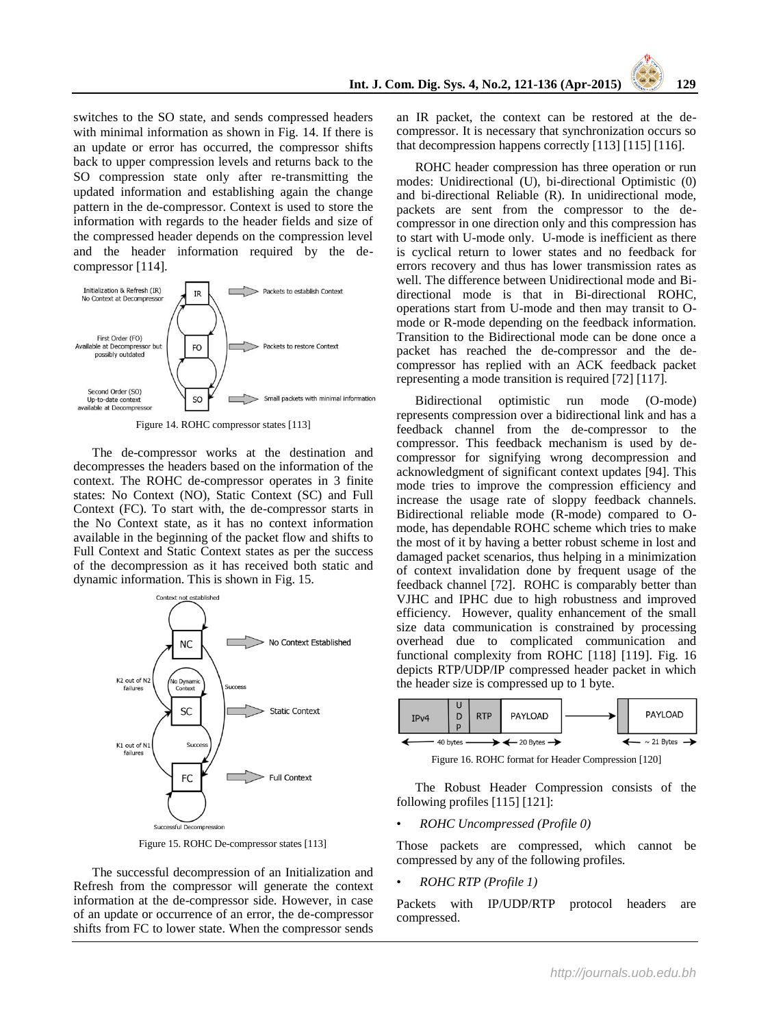switches to the SO state, and sends compressed headers with minimal information as shown in Fig. 14. If there is an update or error has occurred, the compressor shifts back to upper compression levels and returns back to the SO compression state only after re-transmitting the updated information and establishing again the change pattern in the de-compressor. Context is used to store the information with regards to the header fields and size of the compressed header depends on the compression level and the header information required by the de-compressor [114].

Figure 14. ROHC compressor states [113]

The de-compressor works at the destination and decompresses the headers based on the information of the context. The ROHC de-compressor operates in 3 finite states: No Context (NO), Static Context (SC) and Full Context (FC). To start with, the de-compressor starts in the No Context state, as it has no context information available in the beginning of the packet flow and shifts to Full Context and Static Context states as per the success of the decompression as it has received both static and dynamic information. This is shown in Fig. 15.

Figure 15. ROHC De-compressor states [113]

The successful decompression of an Initialization and Refresh from the compressor will generate the context information at the de-compressor side. However, in case of an update or occurrence of an error, the de-compressor shifts from FC to lower state. When the compressor sends an IR packet, the context can be restored at the de-compressor. It is necessary that synchronization occurs so that decompression happens correctly [113] [115] [116].

ROHC header compression has three operation or run modes: Unidirectional (U), bi-directional Optimistic (0) and bi-directional Reliable (R). In unidirectional mode, packets are sent from the compressor to the de-compressor in one direction only and this compression has to start with U-mode only. U-mode is inefficient as there is cyclical return to lower states and no feedback for errors recovery and thus has lower transmission rates as well. The difference between Unidirectional mode and Bi-directional mode is that in Bi-directional ROHC, operations start from U-mode and then may transit to O-mode or R-mode depending on the feedback information. Transition to the Bidirectional mode can be done once a packet has reached the de-compressor and the de-compressor has replied with an ACK feedback packet representing a mode transition is required [72] [117].

Bidirectional optimistic run mode (O-mode) represents compression over a bidirectional link and has a feedback channel from the de-compressor to the compressor. This feedback mechanism is used by de-compressor for signifying wrong decompression and acknowledgment of significant context updates [94]. This mode tries to improve the compression efficiency and increase the usage rate of sloppy feedback channels. Bidirectional reliable mode (R-mode) compared to O-mode, has dependable ROHC scheme which tries to make the most of it by having a better robust scheme in lost and damaged packet scenarios, thus helping in a minimization of context invalidation done by frequent usage of the feedback channel [72]. ROHC is comparably better than VJHC and IPHC due to high robustness and improved efficiency. However, quality enhancement of the small size data communication is constrained by processing overhead due to complicated communication and functional complexity from ROHC [118] [119]. Fig. 16 depicts RTP/UDP/IP compressed header packet in which the header size is compressed up to 1 byte.

Figure 16. ROHC format for Header Compression [120]

The Robust Header Compression consists of the following profiles [115] [121]:

- *ROHC Uncompressed (Profile 0)*

Those packets are compressed, which cannot be compressed by any of the following profiles.

- *ROHC RTP (Profile 1)*

Packets with IP/UDP/RTP protocol headers are compressed.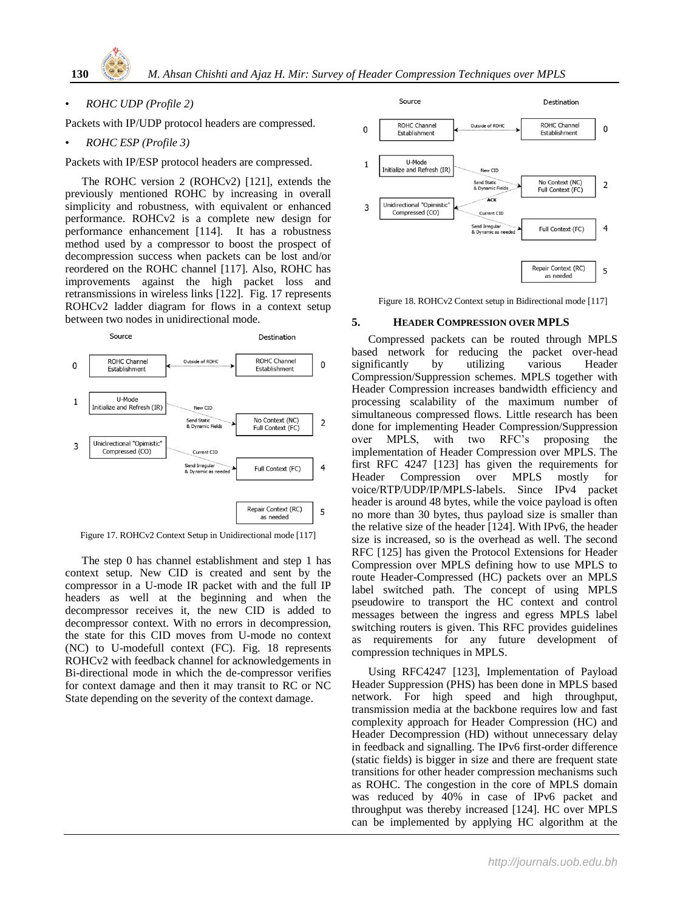- *ROHC UDP (Profile 2)*

Packets with IP/UDP protocol headers are compressed.

- *ROHC ESP (Profile 3)*

Packets with IP/ESP protocol headers are compressed.

The ROHC version 2 (ROHCv2) [121], extends the previously mentioned ROHC by increasing in overall simplicity and robustness, with equivalent or enhanced performance. ROHCv2 is a complete new design for performance enhancement [114]. It has a robustness method used by a compressor to boost the prospect of decompression success when packets can be lost and/or reordered on the ROHC channel [117]. Also, ROHC has improvements against the high packet loss and retransmissions in wireless links [122]. Fig. 17 represents ROHCv2 ladder diagram for flows in a context setup between two nodes in unidirectional mode.

Figure 17. ROHCv2 Context Setup in Unidirectional mode [117]

The step 0 has channel establishment and step 1 has context setup. New CID is created and sent by the compressor in a U-mode IR packet with and the full IP headers as well at the beginning and when the decompressor receives it, the new CID is added to decompressor context. With no errors in decompression, the state for this CID moves from U-mode no context (NC) to U-modefull context (FC). Fig. 18 represents ROHCv2 with feedback channel for acknowledgements in Bi-directional mode in which the de-compressor verifies for context damage and then it may transit to RC or NC State depending on the severity of the context damage.

Figure 18. ROHCv2 Context setup in Bidirectional mode [117]

## 5. HEADER COMPRESSION OVER MPLS

Compressed packets can be routed through MPLS based network for reducing the packet over-head significantly by utilizing various Header Compression/Suppression schemes. MPLS together with Header Compression increases bandwidth efficiency and processing scalability of the maximum number of simultaneous compressed flows. Little research has been done for implementing Header Compression/Suppression over MPLS, with two RFC's proposing the implementation of Header Compression over MPLS. The first RFC 4247 [123] has given the requirements for Header Compression over MPLS mostly for voice/RTP/UDP/IP/MPLS-labels. Since IPv4 packet header is around 48 bytes, while the voice payload is often no more than 30 bytes, thus payload size is smaller than the relative size of the header [124]. With IPv6, the header size is increased, so is the overhead as well. The second RFC [125] has given the Protocol Extensions for Header Compression over MPLS defining how to use MPLS to route Header-Compressed (HC) packets over an MPLS label switched path. The concept of using MPLS pseudowire to transport the HC context and control messages between the ingress and egress MPLS label switching routers is given. This RFC provides guidelines as requirements for any future development of compression techniques in MPLS.

Using RFC4247 [123], Implementation of Payload Header Suppression (PHS) has been done in MPLS based network. For high speed and high throughput, transmission media at the backbone requires low and fast complexity approach for Header Compression (HC) and Header Decompression (HD) without unnecessary delay in feedback and signalling. The IPv6 first-order difference (static fields) is bigger in size and there are frequent state transitions for other header compression mechanisms such as ROHC. The congestion in the core of MPLS domain was reduced by 40% in case of IPv6 packet and throughput was thereby increased [124]. HC over MPLS can be implemented by applying HC algorithm at the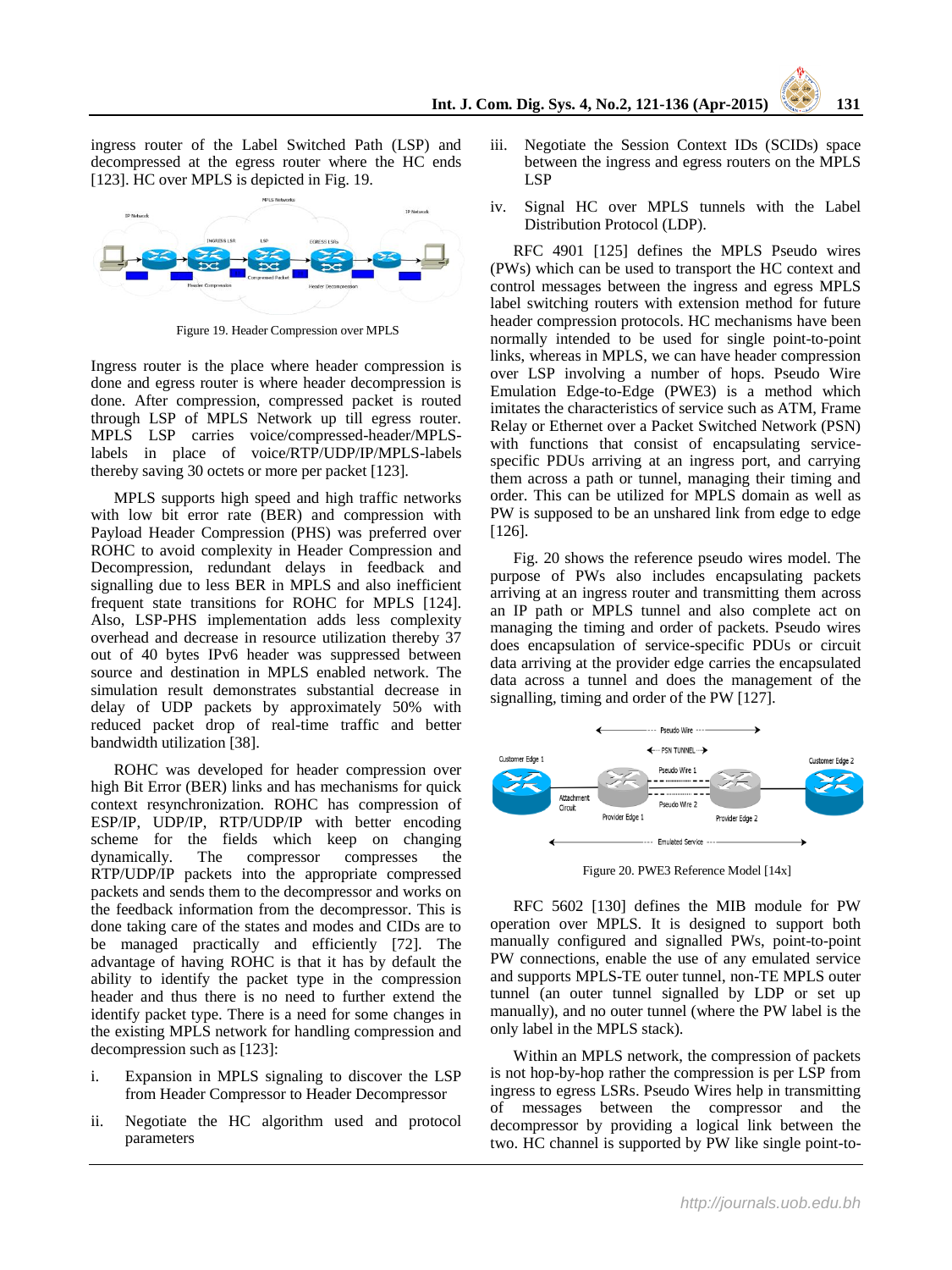ingress router of the Label Switched Path (LSP) and decompressed at the egress router where the HC ends [123]. HC over MPLS is depicted in Fig. 19.

Figure 19. Header Compression over MPLS

Ingress router is the place where header compression is done and egress router is where header decompression is done. After compression, compressed packet is routed through LSP of MPLS Network up till egress router. MPLS LSP carries voice/compressed-header/MPLS-labels in place of voice/RTP/UDP/IP/MPLS-labels thereby saving 30 octets or more per packet [123].

MPLS supports high speed and high traffic networks with low bit error rate (BER) and compression with Payload Header Compression (PHS) was preferred over ROHC to avoid complexity in Header Compression and Decompression, redundant delays in feedback and signalling due to less BER in MPLS and also inefficient frequent state transitions for ROHC for MPLS [124]. Also, LSP-PHS implementation adds less complexity overhead and decrease in resource utilization thereby 37 out of 40 bytes IPv6 header was suppressed between source and destination in MPLS enabled network. The simulation result demonstrates substantial decrease in delay of UDP packets by approximately 50% with reduced packet drop of real-time traffic and better bandwidth utilization [38].

ROHC was developed for header compression over high Bit Error (BER) links and has mechanisms for quick context resynchronization. ROHC has compression of ESP/IP, UDP/IP, RTP/UDP/IP with better encoding scheme for the fields which keep on changing dynamically. The compressor compresses the RTP/UDP/IP packets into the appropriate compressed packets and sends them to the decompressor and works on the feedback information from the decompressor. This is done taking care of the states and modes and CIDs are to be managed practically and efficiently [72]. The advantage of having ROHC is that it has by default the ability to identify the packet type in the compression header and thus there is no need to further extend the identify packet type. There is a need for some changes in the existing MPLS network for handling compression and decompression such as [123]:

i. Expansion in MPLS signaling to discover the LSP from Header Compressor to Header Decompressor
ii. Negotiate the HC algorithm used and protocol parameters
iii. Negotiate the Session Context IDs (SCIDs) space between the ingress and egress routers on the MPLS LSP
iv. Signal HC over MPLS tunnels with the Label Distribution Protocol (LDP).

RFC 4901 [125] defines the MPLS Pseudo wires (PWs) which can be used to transport the HC context and control messages between the ingress and egress MPLS label switching routers with extension method for future header compression protocols. HC mechanisms have been normally intended to be used for single point-to-point links, whereas in MPLS, we can have header compression over LSP involving a number of hops. Pseudo Wire Emulation Edge-to-Edge (PWE3) is a method which imitates the characteristics of service such as ATM, Frame Relay or Ethernet over a Packet Switched Network (PSN) with functions that consist of encapsulating service-specific PDUs arriving at an ingress port, and carrying them across a path or tunnel, managing their timing and order. This can be utilized for MPLS domain as well as PW is supposed to be an unshared link from edge to edge [126].

Fig. 20 shows the reference pseudo wires model. The purpose of PWs also includes encapsulating packets arriving at an ingress router and transmitting them across an IP path or MPLS tunnel and also complete act on managing the timing and order of packets. Pseudo wires does encapsulation of service-specific PDUs or circuit data arriving at the provider edge carries the encapsulated data across a tunnel and does the management of the signalling, timing and order of the PW [127].

Figure 20. PWE3 Reference Model [14x]

RFC 5602 [130] defines the MIB module for PW operation over MPLS. It is designed to support both manually configured and signalled PWs, point-to-point PW connections, enable the use of any emulated service and supports MPLS-TE outer tunnel, non-TE MPLS outer tunnel (an outer tunnel signalled by LDP or set up manually), and no outer tunnel (where the PW label is the only label in the MPLS stack).

Within an MPLS network, the compression of packets is not hop-by-hop rather the compression is per LSP from ingress to egress LSRs. Pseudo Wires help in transmitting of messages between the compressor and the decompressor by providing a logical link between the two. HC channel is supported by PW like single point-to-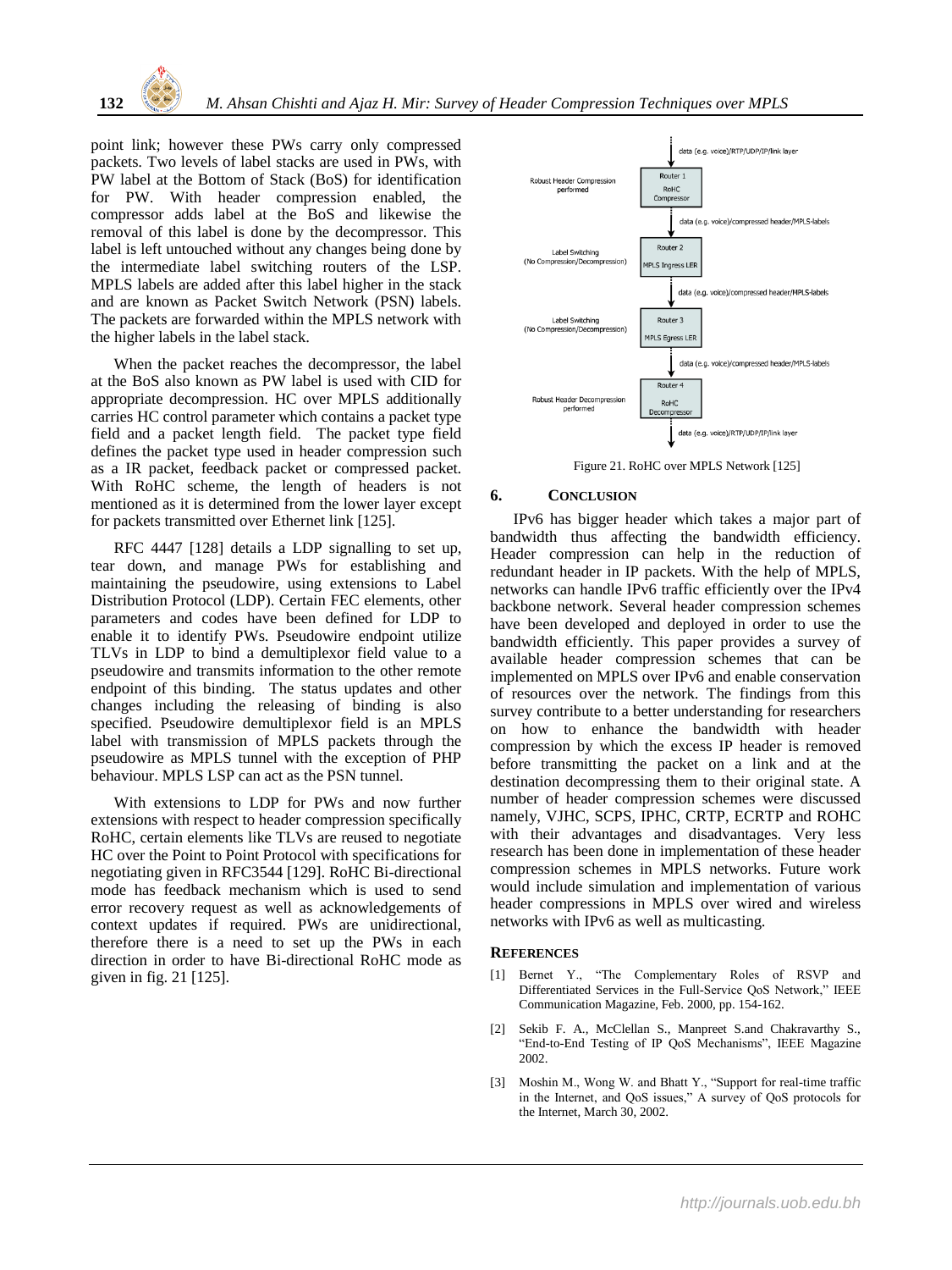point link; however these PWs carry only compressed packets. Two levels of label stacks are used in PWs, with PW label at the Bottom of Stack (BoS) for identification for PW. With header compression enabled, the compressor adds label at the BoS and likewise the removal of this label is done by the decompressor. This label is left untouched without any changes being done by the intermediate label switching routers of the LSP. MPLS labels are added after this label higher in the stack and are known as Packet Switch Network (PSN) labels. The packets are forwarded within the MPLS network with the higher labels in the label stack.

When the packet reaches the decompressor, the label at the BoS also known as PW label is used with CID for appropriate decompression. HC over MPLS additionally carries HC control parameter which contains a packet type field and a packet length field. The packet type field defines the packet type used in header compression such as a IR packet, feedback packet or compressed packet. With RoHC scheme, the length of headers is not mentioned as it is determined from the lower layer except for packets transmitted over Ethernet link [125].

RFC 4447 [128] details a LDP signalling to set up, tear down, and manage PWs for establishing and maintaining the pseudowire, using extensions to Label Distribution Protocol (LDP). Certain FEC elements, other parameters and codes have been defined for LDP to enable it to identify PWs. Pseudowire endpoint utilize TLVs in LDP to bind a demultiplexor field value to a pseudowire and transmits information to the other remote endpoint of this binding. The status updates and other changes including the releasing of binding is also specified. Pseudowire demultiplexor field is an MPLS label with transmission of MPLS packets through the pseudowire as MPLS tunnel with the exception of PHP behaviour. MPLS LSP can act as the PSN tunnel.

With extensions to LDP for PWs and now further extensions with respect to header compression specifically RoHC, certain elements like TLVs are reused to negotiate HC over the Point to Point Protocol with specifications for negotiating given in RFC3544 [129]. RoHC Bi-directional mode has feedback mechanism which is used to send error recovery request as well as acknowledgements of context updates if required. PWs are unidirectional, therefore there is a need to set up the PWs in each direction in order to have Bi-directional RoHC mode as given in fig. 21 [125].

Figure 21. RoHC over MPLS Network [125]

## 6. Conclusion

IPv6 has bigger header which takes a major part of bandwidth thus affecting the bandwidth efficiency. Header compression can help in the reduction of redundant header in IP packets. With the help of MPLS, networks can handle IPv6 traffic efficiently over the IPv4 backbone network. Several header compression schemes have been developed and deployed in order to use the bandwidth efficiently. This paper provides a survey of available header compression schemes that can be implemented on MPLS over IPv6 and enable conservation of resources over the network. The findings from this survey contribute to a better understanding for researchers on how to enhance the bandwidth with header compression by which the excess IP header is removed before transmitting the packet on a link and at the destination decompressing them to their original state. A number of header compression schemes were discussed namely, VJHC, SCPS, IPHC, CRTP, ECRTP and ROHC with their advantages and disadvantages. Very less research has been done in implementation of these header compression schemes in MPLS networks. Future work would include simulation and implementation of various header compressions in MPLS over wired and wireless networks with IPv6 as well as multicasting.

## References

[1] Bernet Y., "The Complementary Roles of RSVP and Differentiated Services in the Full-Service QoS Network," IEEE Communication Magazine, Feb. 2000, pp. 154-162.

[2] Sekib F. A., McClellan S., Manpreet S.and Chakravarthy S., "End-to-End Testing of IP QoS Mechanisms", IEEE Magazine 2002.

[3] Moshin M., Wong W. and Bhatt Y., "Support for real-time traffic in the Internet, and QoS issues," A survey of QoS protocols for the Internet, March 30, 2002.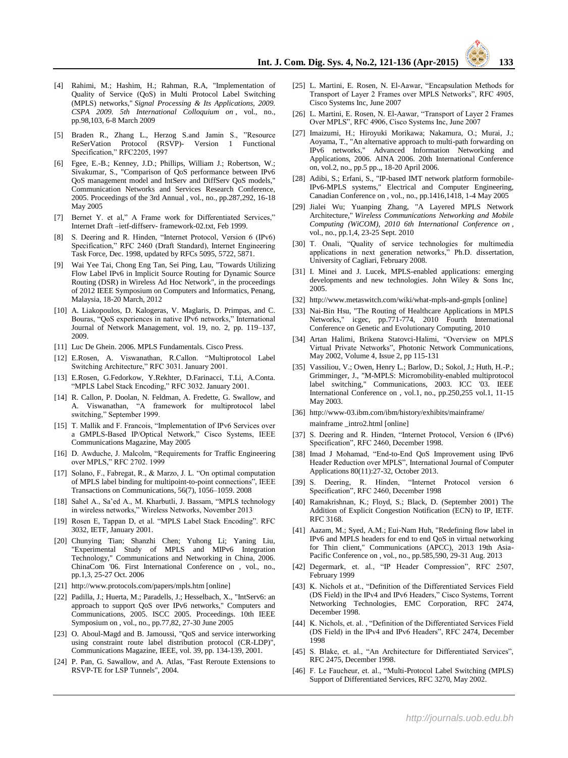[4] Rahimi, M.; Hashim, H.; Rahman, R.A, "Implementation of Quality of Service (QoS) in Multi Protocol Label Switching (MPLS) networks," *Signal Processing & Its Applications, 2009. CSPA 2009. 5th International Colloquium on* , vol., no., pp.98,103, 6-8 March 2009

[5] Braden R., Zhang L., Herzog S.and Jamin S., "Resource ReSerVation Protocol (RSVP)- Version 1 Functional Specification," RFC2205, 1997

[6] Fgee, E.-B.; Kenney, J.D.; Phillips, William J.; Robertson, W.; Sivakumar, S., "Comparison of QoS performance between IPv6 QoS management model and IntServ and DiffServ QoS models," Communication Networks and Services Research Conference, 2005. Proceedings of the 3rd Annual , vol., no., pp.287,292, 16-18 May 2005

[7] Bernet Y. et al," A Frame work for Differentiated Services," Internet Draft –ietf-diffserv- framework-02.txt, Feb 1999.

[8] S. Deering and R. Hinden, "Internet Protocol, Version 6 (IPv6) Specification," RFC 2460 (Draft Standard), Internet Engineering Task Force, Dec. 1998, updated by RFCs 5095, 5722, 5871.

[9] Wai Yee Tai, Chong Eng Tan, Sei Ping, Lau, "Towards Utilizing Flow Label IPv6 in Implicit Source Routing for Dynamic Source Routing (DSR) in Wireless Ad Hoc Network", in the proceedings of 2012 IEEE Symposium on Computers and Informatics, Penang, Malaysia, 18-20 March, 2012

[10] A. Liakopoulos, D. Kalogeras, V. Maglaris, D. Primpas, and C. Bouras, "QoS experiences in native IPv6 networks," International Journal of Network Management, vol. 19, no. 2, pp. 119–137, 2009.

[11] Luc De Ghein. 2006. MPLS Fundamentals. Cisco Press.

[12] E.Rosen, A. Viswanathan, R.Callon. "Multiprotocol Label Switching Architecture," RFC 3031. January 2001.

[13] E.Rosen, G.Fedorkow, Y.Rekhter, D.Farinacci, T.Li, A.Conta. "MPLS Label Stack Encoding," RFC 3032. January 2001.

[14] R. Callon, P. Doolan, N. Feldman, A. Fredette, G. Swallow, and A. Viswanathan, "A framework for multiprotocol label switching," September 1999.

[15] T. Mallik and F. Francois, "Implementation of IPv6 Services over a GMPLS-Based IP/Optical Network," Cisco Systems, IEEE Communications Magazine, May 2005

[16] D. Awduche, J. Malcolm, "Requirements for Traffic Engineering over MPLS," RFC 2702. 1999

[17] Solano, F., Fabregat, R., & Marzo, J. L. "On optimal computation of MPLS label binding for multipoint-to-point connections", IEEE Transactions on Communications, 56(7), 1056–1059. 2008

[18] Sahel A., Sa'ed A., M. Kharbutli, J. Bassam, "MPLS technology in wireless networks," Wireless Networks, November 2013

[19] Rosen E, Tappan D, et al. "MPLS Label Stack Encoding". RFC 3032, IETF, January 2001.

[20] Chunying Tian; Shanzhi Chen; Yuhong Li; Yaning Liu, "Experimental Study of MPLS and MIPv6 Integration Technology," Communications and Networking in China, 2006. ChinaCom '06. First International Conference on , vol., no., pp.1,3, 25-27 Oct. 2006

[21] http://www.protocols.com/papers/mpls.htm [online]

[22] Padilla, J.; Huerta, M.; Paradells, J.; Hesselbach, X., "IntServ6: an approach to support QoS over IPv6 networks," Computers and Communications, 2005. ISCC 2005. Proceedings. 10th IEEE Symposium on , vol., no., pp.77,82, 27-30 June 2005

[23] O. Aboul-Magd and B. Jamoussi, "QoS and service interworking using constraint route label distribution protocol (CR-LDP)", Communications Magazine, IEEE, vol. 39, pp. 134-139, 2001.

[24] P. Pan, G. Sawallow, and A. Atlas, "Fast Reroute Extensions to RSVP-TE for LSP Tunnels", 2004.

[25] L. Martini, E. Rosen, N. El-Aawar, "Encapsulation Methods for Transport of Layer 2 Frames over MPLS Networks", RFC 4905, Cisco Systems Inc, June 2007

[26] L. Martini, E. Rosen, N. El-Aawar, "Transport of Layer 2 Frames Over MPLS", RFC 4906, Cisco Systems Inc, June 2007

[27] Imaizumi, H.; Hiroyuki Morikawa; Nakamura, O.; Murai, J.; Aoyama, T., "An alternative approach to multi-path forwarding on IPv6 networks," Advanced Information Networking and Applications, 2006. AINA 2006. 20th International Conference on, vol.2, no., pp.5 pp.,, 18-20 April 2006.

[28] Adibi, S.; Erfani, S., "IP-based IMT network platform formobile-IPv6-MPLS systems," Electrical and Computer Engineering, Canadian Conference on , vol., no., pp.1416,1418, 1-4 May 2005

[29] Jialei Wu; Yuanping Zhang, "A Layered MPLS Network Architecture," *Wireless Communications Networking and Mobile Computing (WiCOM), 2010 6th International Conference on* , vol., no., pp.1,4, 23-25 Sept. 2010

[30] T. Onali, "Quality of service technologies for multimedia applications in next generation networks," Ph.D. dissertation, University of Cagliari, February 2008.

[31] I. Minei and J. Lucek, MPLS-enabled applications: emerging developments and new technologies. John Wiley & Sons Inc, 2005.

[32] http://www.metaswitch.com/wiki/what-mpls-and-gmpls [online]

[33] Nai-Bin Hsu, "The Routing of Healthcare Applications in MPLS Networks," icgec, pp.771-774, 2010 Fourth International Conference on Genetic and Evolutionary Computing, 2010

[34] Artan Halimi, Brikena Statovci-Halimi, "Overview on MPLS Virtual Private Networks", Photonic Network Communications, May 2002, Volume 4, Issue 2, pp 115-131

[35] Vassiliou, V.; Owen, Henry L.; Barlow, D.; Sokol, J.; Huth, H.-P.; Grimminger, J., "M-MPLS: Micromobility-enabled multiprotocol label switching," Communications, 2003. ICC '03. IEEE International Conference on , vol.1, no., pp.250,255 vol.1, 11-15 May 2003.

[36] http://www-03.ibm.com/ibm/history/exhibits/mainframe/ mainframe _intro2.html [online]

[37] S. Deering and R. Hinden, "Internet Protocol, Version 6 (IPv6) Specification", RFC 2460, December 1998.

[38] Imad J Mohamad, "End-to-End QoS Improvement using IPv6 Header Reduction over MPLS", International Journal of Computer Applications 80(11):27-32, October 2013.

[39] S. Deering, R. Hinden, "Internet Protocol version 6 Specification", RFC 2460, December 1998

[40] Ramakrishnan, K.; Floyd, S.; Black, D. (September 2001) The Addition of Explicit Congestion Notification (ECN) to IP, IETF. RFC 3168.

[41] Aazam, M.; Syed, A.M.; Eui-Nam Huh, "Redefining flow label in IPv6 and MPLS headers for end to end QoS in virtual networking for Thin client," Communications (APCC), 2013 19th Asia-Pacific Conference on , vol., no., pp.585,590, 29-31 Aug. 2013

[42] Degermark, et. al., "IP Header Compression", RFC 2507, February 1999

[43] K. Nichols et at., "Definition of the Differentiated Services Field (DS Field) in the IPv4 and IPv6 Headers," Cisco Systems, Torrent Networking Technologies, EMC Corporation, RFC 2474, December 1998.

[44] K. Nichols, et. al. , "Definition of the Differentiated Services Field (DS Field) in the IPv4 and IPv6 Headers", RFC 2474, December 1998

[45] S. Blake, et. al., "An Architecture for Differentiated Services", RFC 2475, December 1998.

[46] F. Le Faucheur, et. al., "Multi-Protocol Label Switching (MPLS) Support of Differentiated Services, RFC 3270, May 2002.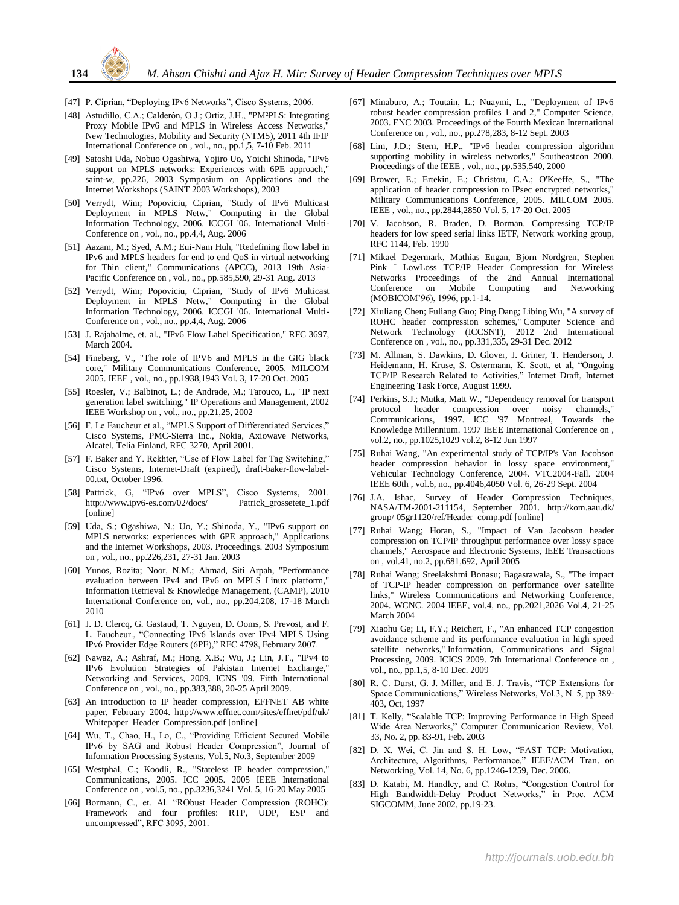[47] P. Ciprian, "Deploying IPv6 Networks", Cisco Systems, 2006.

[48] Astudillo, C.A.; Calderón, O.J.; Ortiz, J.H., "PM²PLS: Integrating Proxy Mobile IPv6 and MPLS in Wireless Access Networks," New Technologies, Mobility and Security (NTMS), 2011 4th IFIP International Conference on , vol., no., pp.1,5, 7-10 Feb. 2011

[49] Satoshi Uda, Nobuo Ogashiwa, Yojiro Uo, Yoichi Shinoda, "IPv6 support on MPLS networks: Experiences with 6PE approach," saint-w, pp.226, 2003 Symposium on Applications and the Internet Workshops (SAINT 2003 Workshops), 2003

[50] Verrydt, Wim; Popoviciu, Ciprian, "Study of IPv6 Multicast Deployment in MPLS Netw," Computing in the Global Information Technology, 2006. ICCGI '06. International Multi-Conference on , vol., no., pp.4,4, Aug. 2006

[51] Aazam, M.; Syed, A.M.; Eui-Nam Huh, "Redefining flow label in IPv6 and MPLS headers for end to end QoS in virtual networking for Thin client," Communications (APCC), 2013 19th Asia-Pacific Conference on , vol., no., pp.585,590, 29-31 Aug. 2013

[52] Verrydt, Wim; Popoviciu, Ciprian, "Study of IPv6 Multicast Deployment in MPLS Netw," Computing in the Global Information Technology, 2006. ICCGI '06. International Multi-Conference on , vol., no., pp.4,4, Aug. 2006

[53] J. Rajahalme, et. al., "IPv6 Flow Label Specification," RFC 3697, March 2004.

[54] Fineberg, V., "The role of IPV6 and MPLS in the GIG black core," Military Communications Conference, 2005. MILCOM 2005. IEEE , vol., no., pp.1938,1943 Vol. 3, 17-20 Oct. 2005

[55] Roesler, V.; Balbinot, L.; de Andrade, M.; Tarouco, L., "IP next generation label switching," IP Operations and Management, 2002 IEEE Workshop on , vol., no., pp.21,25, 2002

[56] F. Le Faucheur et al., "MPLS Support of Differentiated Services," Cisco Systems, PMC-Sierra Inc., Nokia, Axiowave Networks, Alcatel, Telia Finland, RFC 3270, April 2001.

[57] F. Baker and Y. Rekhter, "Use of Flow Label for Tag Switching," Cisco Systems, Internet-Draft (expired), draft-baker-flow-label-00.txt, October 1996.

[58] Pattrick, G, "IPv6 over MPLS", Cisco Systems, 2001. http://www.ipv6-es.com/02/docs/ Patrick_grossetete_1.pdf [online]

[59] Uda, S.; Ogashiwa, N.; Uo, Y.; Shinoda, Y., "IPv6 support on MPLS networks: experiences with 6PE approach," Applications and the Internet Workshops, 2003. Proceedings. 2003 Symposium on , vol., no., pp.226,231, 27-31 Jan. 2003

[60] Yunos, Rozita; Noor, N.M.; Ahmad, Siti Arpah, "Performance evaluation between IPv4 and IPv6 on MPLS Linux platform," Information Retrieval & Knowledge Management, (CAMP), 2010 International Conference on, vol., no., pp.204,208, 17-18 March 2010

[61] J. D. Clercq, G. Gastaud, T. Nguyen, D. Ooms, S. Prevost, and F. L. Faucheur., "Connecting IPv6 Islands over IPv4 MPLS Using IPv6 Provider Edge Routers (6PE)," RFC 4798, February 2007.

[62] Nawaz, A.; Ashraf, M.; Hong, X.B.; Wu, J.; Lin, J.T., "IPv4 to IPv6 Evolution Strategies of Pakistan Internet Exchange," Networking and Services, 2009. ICNS '09. Fifth International Conference on , vol., no., pp.383,388, 20-25 April 2009.

[63] An introduction to IP header compression, EFFNET AB white paper, February 2004. http://www.effnet.com/sites/effnet/pdf/uk/ Whitepaper_Header_Compression.pdf [online]

[64] Wu, T., Chao, H., Lo, C., "Providing Efficient Secured Mobile IPv6 by SAG and Robust Header Compression", Journal of Information Processing Systems, Vol.5, No.3, September 2009

[65] Westphal, C.; Koodli, R., "Stateless IP header compression," Communications, 2005. ICC 2005. 2005 IEEE International Conference on , vol.5, no., pp.3236,3241 Vol. 5, 16-20 May 2005

[66] Bormann, C., et. Al. "RObust Header Compression (ROHC): Framework and four profiles: RTP, UDP, ESP and uncompressed", RFC 3095, 2001.

[67] Minaburo, A.; Toutain, L.; Nuaymi, L., "Deployment of IPv6 robust header compression profiles 1 and 2," Computer Science, 2003. ENC 2003. Proceedings of the Fourth Mexican International Conference on , vol., no., pp.278,283, 8-12 Sept. 2003

[68] Lim, J.D.; Stern, H.P., "IPv6 header compression algorithm supporting mobility in wireless networks," Southeastcon 2000. Proceedings of the IEEE , vol., no., pp.535,540, 2000

[69] Brower, E.; Ertekin, E.; Christou, C.A.; O'Keeffe, S., "The application of header compression to IPsec encrypted networks," Military Communications Conference, 2005. MILCOM 2005. IEEE , vol., no., pp.2844,2850 Vol. 5, 17-20 Oct. 2005

[70] V. Jacobson, R. Braden, D. Borman. Compressing TCP/IP headers for low speed serial links IETF, Network working group, RFC 1144, Feb. 1990

[71] Mikael Degermark, Mathias Engan, Bjorn Nordgren, Stephen Pink ¨ LowLoss TCP/IP Header Compression for Wireless Networks Proceedings of the 2nd Annual International Conference on Mobile Computing and Networking (MOBICOM'96), 1996, pp.1-14.

[72] Xiuliang Chen; Fuliang Guo; Ping Dang; Libing Wu, "A survey of ROHC header compression schemes," Computer Science and Network Technology (ICCSNT), 2012 2nd International Conference on , vol., no., pp.331,335, 29-31 Dec. 2012

[73] M. Allman, S. Dawkins, D. Glover, J. Griner, T. Henderson, J. Heidemann, H. Kruse, S. Ostermann, K. Scott, et al, "Ongoing TCP/IP Research Related to Activities," Internet Draft, Internet Engineering Task Force, August 1999.

[74] Perkins, S.J.; Mutka, Matt W., "Dependency removal for transport protocol header compression over noisy channels," Communications, 1997. ICC '97 Montreal, Towards the Knowledge Millennium. 1997 IEEE International Conference on , vol.2, no., pp.1025,1029 vol.2, 8-12 Jun 1997

[75] Ruhai Wang, "An experimental study of TCP/IP's Van Jacobson header compression behavior in lossy space environment," Vehicular Technology Conference, 2004. VTC2004-Fall. 2004 IEEE 60th , vol.6, no., pp.4046,4050 Vol. 6, 26-29 Sept. 2004

[76] J.A. Ishac, Survey of Header Compression Techniques, NASA/TM-2001-211154, September 2001. http://kom.aau.dk/ group/ 05gr1120/ref/Header_comp.pdf [online]

[77] Ruhai Wang; Horan, S., "Impact of Van Jacobson header compression on TCP/IP throughput performance over lossy space channels," Aerospace and Electronic Systems, IEEE Transactions on , vol.41, no.2, pp.681,692, April 2005

[78] Ruhai Wang; Sreelakshmi Bonasu; Bagasrawala, S., "The impact of TCP-IP header compression on performance over satellite links," Wireless Communications and Networking Conference, 2004. WCNC. 2004 IEEE, vol.4, no., pp.2021,2026 Vol.4, 21-25 March 2004

[79] Xiaohu Ge; Li, F.Y.; Reichert, F., "An enhanced TCP congestion avoidance scheme and its performance evaluation in high speed satellite networks," Information, Communications and Signal Processing, 2009. ICICS 2009. 7th International Conference on , vol., no., pp.1,5, 8-10 Dec. 2009

[80] R. C. Durst, G. J. Miller, and E. J. Travis, "TCP Extensions for Space Communications," Wireless Networks, Vol.3, N. 5, pp.389-403, Oct, 1997

[81] T. Kelly, "Scalable TCP: Improving Performance in High Speed Wide Area Networks," Computer Communication Review, Vol. 33, No. 2, pp. 83-91, Feb. 2003

[82] D. X. Wei, C. Jin and S. H. Low, "FAST TCP: Motivation, Architecture, Algorithms, Performance," IEEE/ACM Tran. on Networking, Vol. 14, No. 6, pp.1246-1259, Dec. 2006.

[83] D. Katabi, M. Handley, and C. Rohrs, "Congestion Control for High Bandwidth-Delay Product Networks," in Proc. ACM SIGCOMM, June 2002, pp.19-23.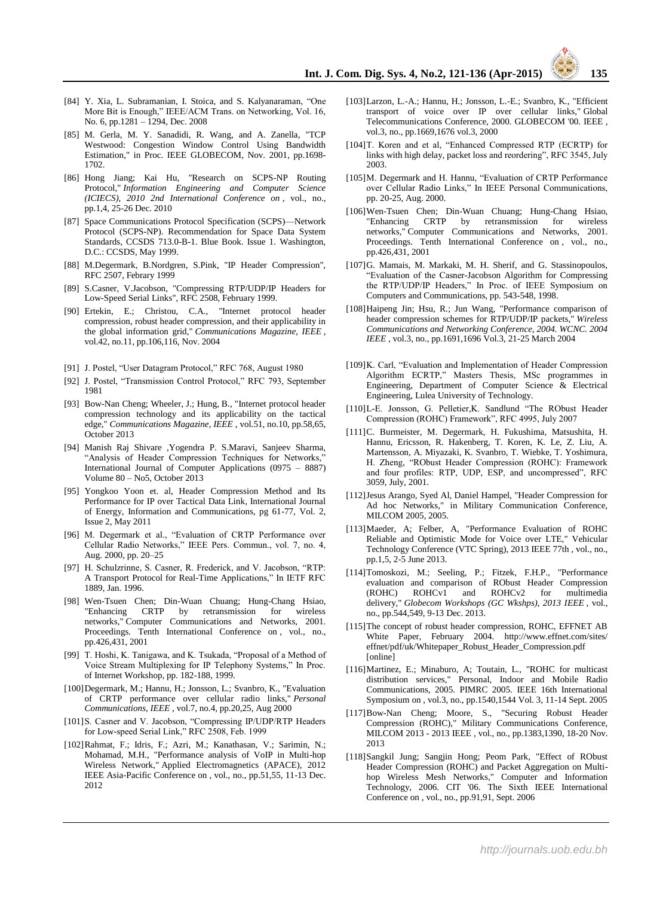[84] Y. Xia, L. Subramanian, I. Stoica, and S. Kalyanaraman, "One More Bit is Enough," IEEE/ACM Trans. on Networking, Vol. 16, No. 6, pp.1281 – 1294, Dec. 2008

[85] M. Gerla, M. Y. Sanadidi, R. Wang, and A. Zanella, "TCP Westwood: Congestion Window Control Using Bandwidth Estimation," in Proc. IEEE GLOBECOM, Nov. 2001, pp.1698-1702.

[86] Hong Jiang; Kai Hu, "Research on SCPS-NP Routing Protocol," *Information Engineering and Computer Science (ICIECS), 2010 2nd International Conference on* , vol., no., pp.1,4, 25-26 Dec. 2010

[87] Space Communications Protocol Specification (SCPS)—Network Protocol (SCPS-NP). Recommendation for Space Data System Standards, CCSDS 713.0-B-1. Blue Book. Issue 1. Washington, D.C.: CCSDS, May 1999.

[88] M.Degermark, B.Nordgren, S.Pink, "IP Header Compression", RFC 2507, Febrary 1999

[89] S.Casner, V.Jacobson, "Compressing RTP/UDP/IP Headers for Low-Speed Serial Links", RFC 2508, February 1999.

[90] Ertekin, E.; Christou, C.A., "Internet protocol header compression, robust header compression, and their applicability in the global information grid," *Communications Magazine, IEEE* , vol.42, no.11, pp.106,116, Nov. 2004

[91] J. Postel, "User Datagram Protocol," RFC 768, August 1980

[92] J. Postel, "Transmission Control Protocol," RFC 793, September 1981

[93] Bow-Nan Cheng; Wheeler, J.; Hung, B., "Internet protocol header compression technology and its applicability on the tactical edge," *Communications Magazine, IEEE* , vol.51, no.10, pp.58,65, October 2013

[94] Manish Raj Shivare ,Yogendra P. S.Maravi, Sanjeev Sharma, "Analysis of Header Compression Techniques for Networks," International Journal of Computer Applications (0975 – 8887) Volume 80 – No5, October 2013

[95] Yongkoo Yoon et. al, Header Compression Method and Its Performance for IP over Tactical Data Link, International Journal of Energy, Information and Communications, pg 61-77, Vol. 2, Issue 2, May 2011

[96] M. Degermark et al., "Evaluation of CRTP Performance over Cellular Radio Networks," IEEE Pers. Commun., vol. 7, no. 4, Aug. 2000, pp. 20–25

[97] H. Schulzrinne, S. Casner, R. Frederick, and V. Jacobson, "RTP: A Transport Protocol for Real-Time Applications," In IETF RFC 1889, Jan. 1996.

[98] Wen-Tsuen Chen; Din-Wuan Chuang; Hung-Chang Hsiao, "Enhancing CRTP by retransmission for wireless networks," Computer Communications and Networks, 2001. Proceedings. Tenth International Conference on , vol., no., pp.426,431, 2001

[99] T. Hoshi, K. Tanigawa, and K. Tsukada, "Proposal of a Method of Voice Stream Multiplexing for IP Telephony Systems," In Proc. of Internet Workshop, pp. 182-188, 1999.

[100] Degermark, M.; Hannu, H.; Jonsson, L.; Svanbro, K., "Evaluation of CRTP performance over cellular radio links," *Personal Communications, IEEE* , vol.7, no.4, pp.20,25, Aug 2000

[101] S. Casner and V. Jacobson, "Compressing IP/UDP/RTP Headers for Low-speed Serial Link," RFC 2508, Feb. 1999

[102] Rahmat, F.; Idris, F.; Azri, M.; Kanathasan, V.; Sarimin, N.; Mohamad, M.H., "Performance analysis of VoIP in Multi-hop Wireless Network," Applied Electromagnetics (APACE), 2012 IEEE Asia-Pacific Conference on , vol., no., pp.51,55, 11-13 Dec. 2012

[103] Larzon, L.-A.; Hannu, H.; Jonsson, L.-E.; Svanbro, K., "Efficient transport of voice over IP over cellular links," Global Telecommunications Conference, 2000. GLOBECOM '00. IEEE , vol.3, no., pp.1669,1676 vol.3, 2000

[104] T. Koren and et al, "Enhanced Compressed RTP (ECRTP) for links with high delay, packet loss and reordering", RFC 3545, July 2003.

[105] M. Degermark and H. Hannu, "Evaluation of CRTP Performance over Cellular Radio Links," In IEEE Personal Communications, pp. 20-25, Aug. 2000.

[106] Wen-Tsuen Chen; Din-Wuan Chuang; Hung-Chang Hsiao, "Enhancing CRTP by retransmission for wireless networks," Computer Communications and Networks, 2001. Proceedings. Tenth International Conference on , vol., no., pp.426,431, 2001

[107] G. Mamais, M. Markaki, M. H. Sherif, and G. Stassinopoulos, "Evaluation of the Casner-Jacobson Algorithm for Compressing the RTP/UDP/IP Headers," In Proc. of IEEE Symposium on Computers and Communications, pp. 543-548, 1998.

[108] Haipeng Jin; Hsu, R.; Jun Wang, "Performance comparison of header compression schemes for RTP/UDP/IP packets," *Wireless Communications and Networking Conference, 2004. WCNC. 2004 IEEE* , vol.3, no., pp.1691,1696 Vol.3, 21-25 March 2004

[109] K. Carl, "Evaluation and Implementation of Header Compression Algorithm ECRTP," Masters Thesis, MSc programmes in Engineering, Department of Computer Science & Electrical Engineering, Lulea University of Technology.

[110] L-E. Jonsson, G. Pelletier,K. Sandlund "The RObust Header Compression (ROHC) Framework", RFC 4995, July 2007

[111] C. Burmeister, M. Degermark, H. Fukushima, Matsushita, H. Hannu, Ericsson, R. Hakenberg, T. Koren, K. Le, Z. Liu, A. Martensson, A. Miyazaki, K. Svanbro, T. Wiebke, T. Yoshimura, H. Zheng, "RObust Header Compression (ROHC): Framework and four profiles: RTP, UDP, ESP, and uncompressed", RFC 3059, July, 2001.

[112] Jesus Arango, Syed Al, Daniel Hampel, "Header Compression for Ad hoc Networks," in Military Communication Conference, MILCOM 2005, 2005.

[113] Maeder, A; Felber, A, "Performance Evaluation of ROHC Reliable and Optimistic Mode for Voice over LTE," Vehicular Technology Conference (VTC Spring), 2013 IEEE 77th , vol., no., pp.1,5, 2-5 June 2013.

[114] Tomoskozi, M.; Seeling, P.; Fitzek, F.H.P., "Performance evaluation and comparison of RObust Header Compression (ROHC) ROHCv1 and ROHCv2 for multimedia delivery," *Globecom Workshops (GC Wkshps), 2013 IEEE* , vol., no., pp.544,549, 9-13 Dec. 2013.

[115] The concept of robust header compression, ROHC, EFFNET AB White Paper, February 2004. http://www.effnet.com/sites/effnet/pdf/uk/Whitepaper_Robust_Header_Compression.pdf [online]

[116] Martinez, E.; Minaburo, A; Toutain, L., "ROHC for multicast distribution services," Personal, Indoor and Mobile Radio Communications, 2005. PIMRC 2005. IEEE 16th International Symposium on , vol.3, no., pp.1540,1544 Vol. 3, 11-14 Sept. 2005

[117] Bow-Nan Cheng; Moore, S., "Securing Robust Header Compression (ROHC)," Military Communications Conference, MILCOM 2013 - 2013 IEEE , vol., no., pp.1383,1390, 18-20 Nov. 2013

[118] Sangkil Jung; Sangjin Hong; Peom Park, "Effect of RObust Header Compression (ROHC) and Packet Aggregation on Multi-hop Wireless Mesh Networks," Computer and Information Technology, 2006. CIT '06. The Sixth IEEE International Conference on , vol., no., pp.91,91, Sept. 2006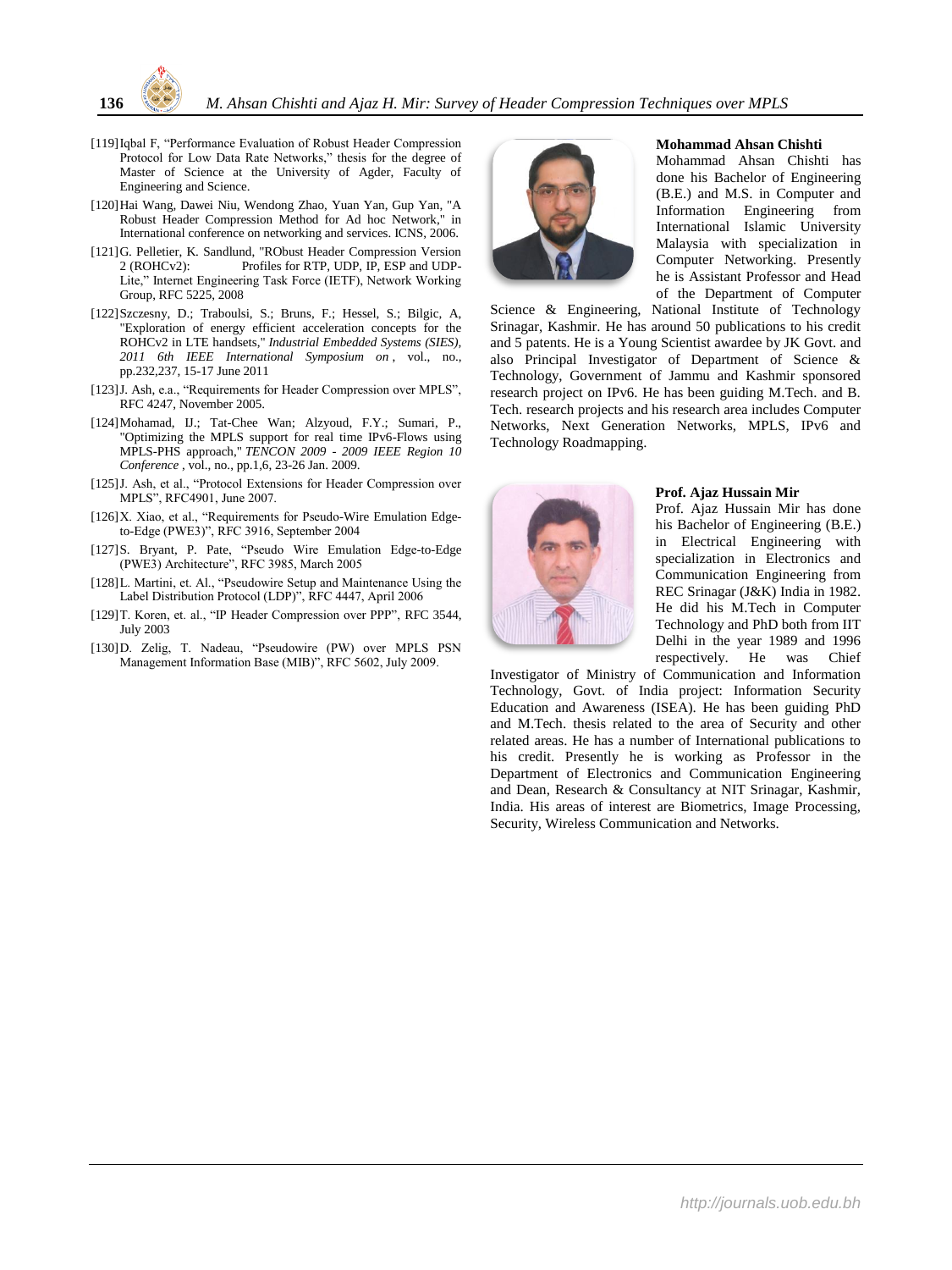[119] Iqbal F, "Performance Evaluation of Robust Header Compression Protocol for Low Data Rate Networks," thesis for the degree of Master of Science at the University of Agder, Faculty of Engineering and Science.

[120] Hai Wang, Dawei Niu, Wendong Zhao, Yuan Yan, Gup Yan, "A Robust Header Compression Method for Ad hoc Network," in International conference on networking and services. ICNS, 2006.

[121] G. Pelletier, K. Sandlund, "RObust Header Compression Version 2 (ROHCv2): Profiles for RTP, UDP, IP, ESP and UDP-Lite," Internet Engineering Task Force (IETF), Network Working Group, RFC 5225, 2008

[122] Szczesny, D.; Traboulsi, S.; Bruns, F.; Hessel, S.; Bilgic, A, "Exploration of energy efficient acceleration concepts for the ROHCv2 in LTE handsets," *Industrial Embedded Systems (SIES), 2011 6th IEEE International Symposium on* , vol., no., pp.232,237, 15-17 June 2011

[123] J. Ash, e.a., "Requirements for Header Compression over MPLS", RFC 4247, November 2005.

[124] Mohamad, IJ.; Tat-Chee Wan; Alzyoud, F.Y.; Sumari, P., "Optimizing the MPLS support for real time IPv6-Flows using MPLS-PHS approach," *TENCON 2009 - 2009 IEEE Region 10 Conference* , vol., no., pp.1,6, 23-26 Jan. 2009.

[125] J. Ash, et al., "Protocol Extensions for Header Compression over MPLS", RFC4901, June 2007.

[126] X. Xiao, et al., "Requirements for Pseudo-Wire Emulation Edge-to-Edge (PWE3)", RFC 3916, September 2004

[127] S. Bryant, P. Pate, "Pseudo Wire Emulation Edge-to-Edge (PWE3) Architecture", RFC 3985, March 2005

[128] L. Martini, et. Al., "Pseudowire Setup and Maintenance Using the Label Distribution Protocol (LDP)", RFC 4447, April 2006

[129] T. Koren, et. al., "IP Header Compression over PPP", RFC 3544, July 2003

[130] D. Zelig, T. Nadeau, "Pseudowire (PW) over MPLS PSN Management Information Base (MIB)", RFC 5602, July 2009.

**Mohammad Ahsan Chishti**
Mohammad Ahsan Chishti has done his Bachelor of Engineering (B.E.) and M.S. in Computer and Information Engineering from International Islamic University Malaysia with specialization in Computer Networking. Presently he is Assistant Professor and Head of the Department of Computer Science & Engineering, National Institute of Technology Srinagar, Kashmir. He has around 50 publications to his credit and 5 patents. He is a Young Scientist awardee by JK Govt. and also Principal Investigator of Department of Science & Technology, Government of Jammu and Kashmir sponsored research project on IPv6. He has been guiding M.Tech. and B. Tech. research projects and his research area includes Computer Networks, Next Generation Networks, MPLS, IPv6 and Technology Roadmapping.

**Prof. Ajaz Hussain Mir**
Prof. Ajaz Hussain Mir has done his Bachelor of Engineering (B.E.) in Electrical Engineering with specialization in Electronics and Communication Engineering from REC Srinagar (J&K) India in 1982. He did his M.Tech in Computer Technology and PhD both from IIT Delhi in the year 1989 and 1996 respectively. He was Chief Investigator of Ministry of Communication and Information Technology, Govt. of India project: Information Security Education and Awareness (ISEA). He has been guiding PhD and M.Tech. thesis related to the area of Security and other related areas. He has a number of International publications to his credit. Presently he is working as Professor in the Department of Electronics and Communication Engineering and Dean, Research & Consultancy at NIT Srinagar, Kashmir, India. His areas of interest are Biometrics, Image Processing, Security, Wireless Communication and Networks.